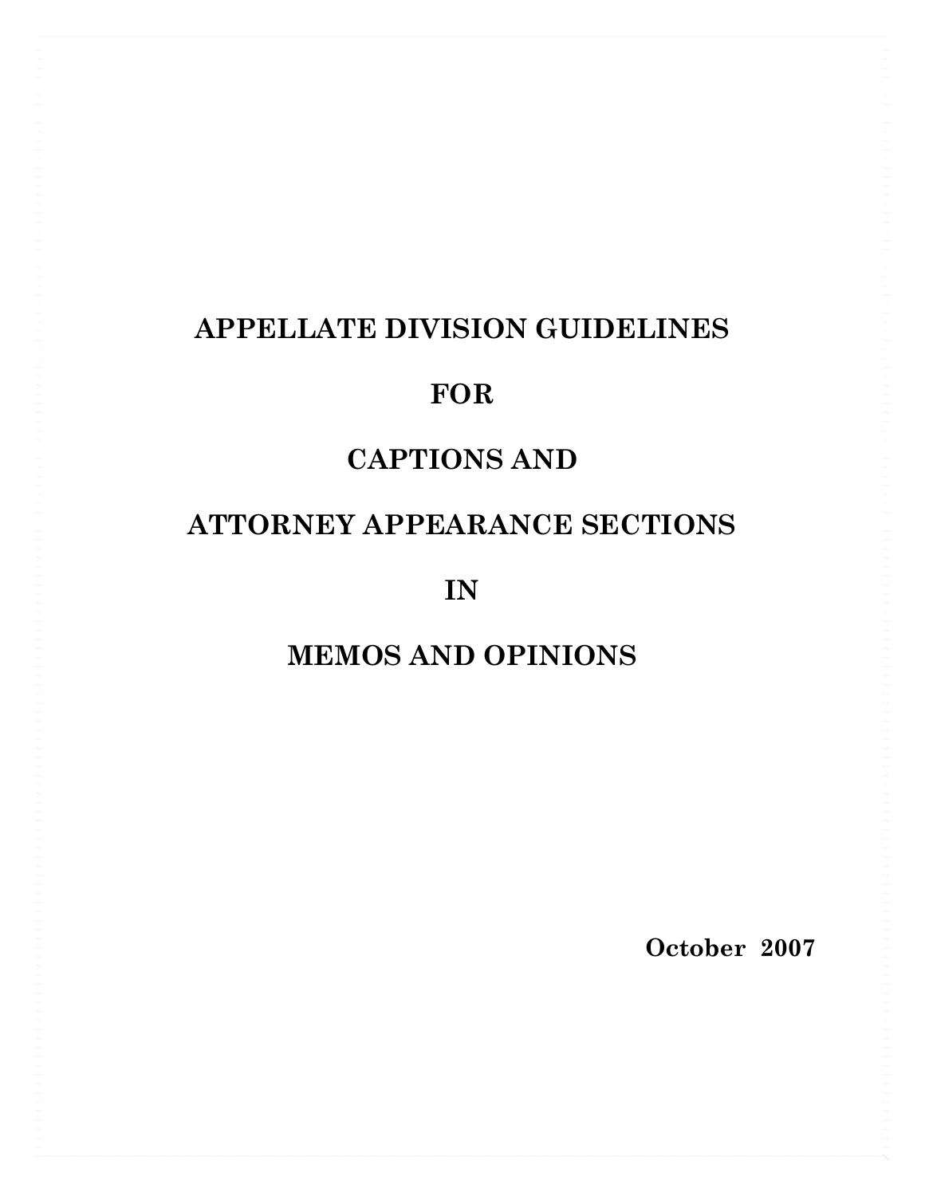# APPELLATE DIVISION GUIDELINES

# FOR

# CAPTIONS AND

# ATTORNEY APPEARANCE SECTIONS

# IN

# MEMOS AND OPINIONS

**October 2007**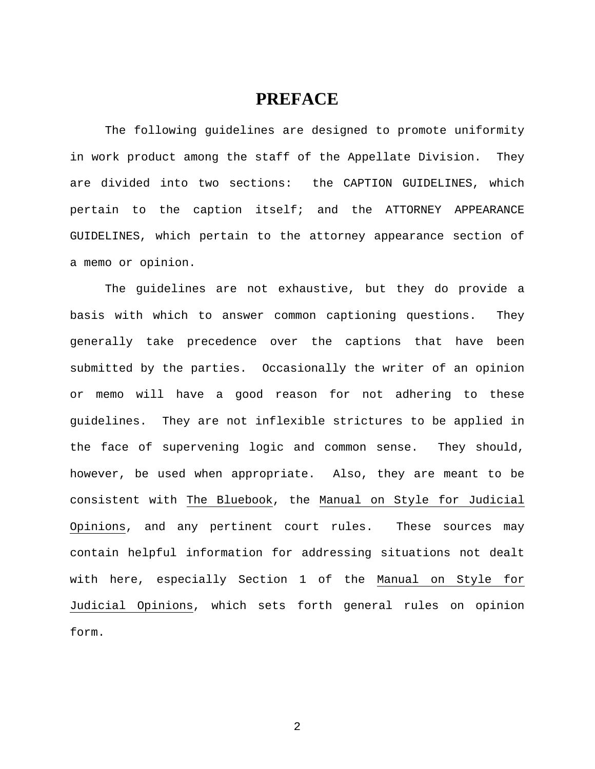# PREFACE

The following guidelines are designed to promote uniformity in work product among the staff of the Appellate Division. They are divided into two sections: the CAPTION GUIDELINES, which pertain to the caption itself; and the ATTORNEY APPEARANCE GUIDELINES, which pertain to the attorney appearance section of a memo or opinion.

The guidelines are not exhaustive, but they do provide a basis with which to answer common captioning questions. They generally take precedence over the captions that have been submitted by the parties. Occasionally the writer of an opinion or memo will have a good reason for not adhering to these guidelines. They are not inflexible strictures to be applied in the face of supervening logic and common sense. They should, however, be used when appropriate. Also, they are meant to be consistent with The Bluebook, the Manual on Style for Judicial Opinions, and any pertinent court rules. These sources may contain helpful information for addressing situations not dealt with here, especially Section 1 of the Manual on Style for Judicial Opinions, which sets forth general rules on opinion form.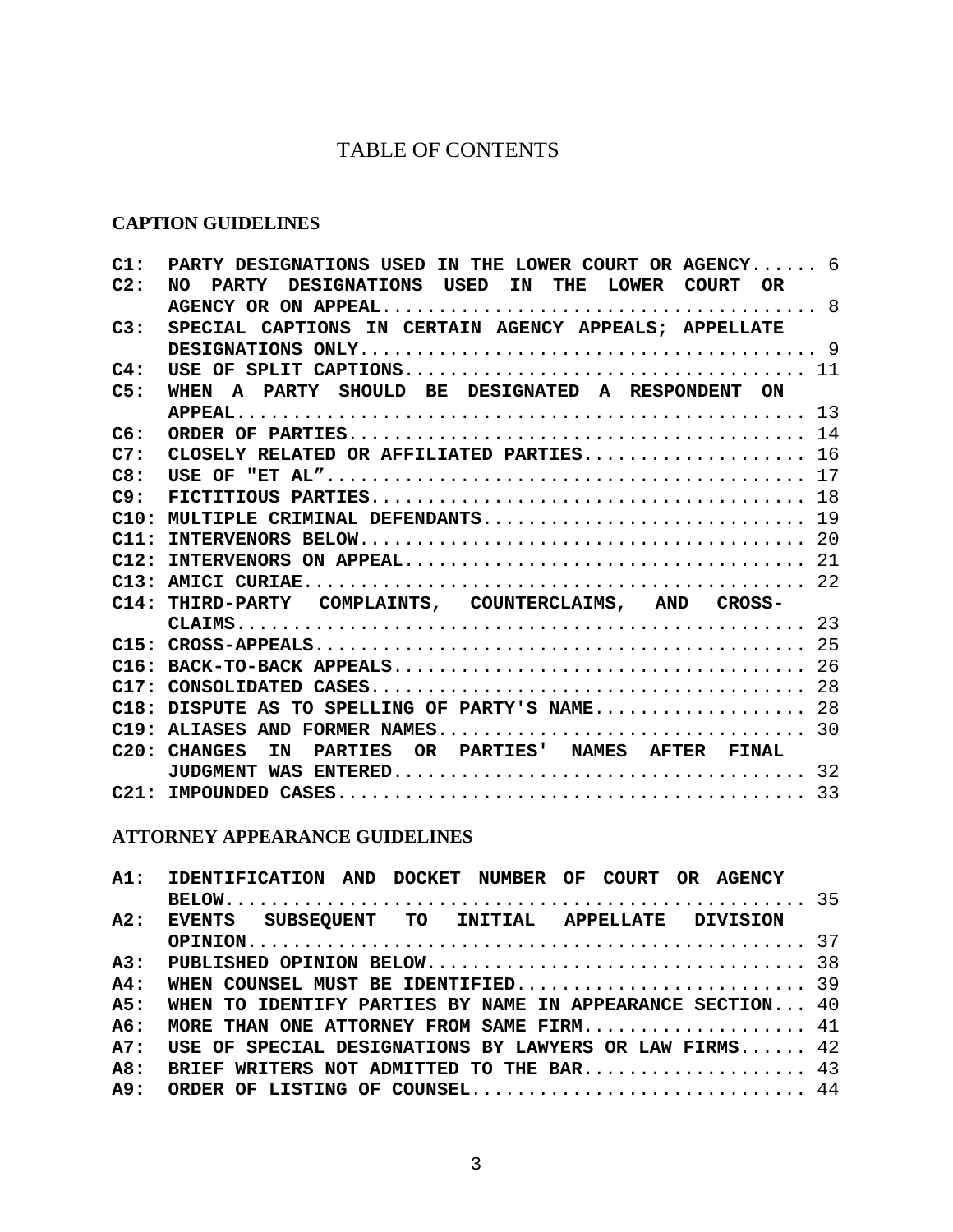# TABLE OF CONTENTS

## CAPTION GUIDELINES

| | | |
|---|---|---|
| **C1:** | **PARTY DESIGNATIONS USED IN THE LOWER COURT OR AGENCY** | 6 |
| **C2:** | **NO PARTY DESIGNATIONS USED IN THE LOWER COURT OR AGENCY OR ON APPEAL** | 8 |
| **C3:** | **SPECIAL CAPTIONS IN CERTAIN AGENCY APPEALS; APPELLATE DESIGNATIONS ONLY** | 9 |
| **C4:** | **USE OF SPLIT CAPTIONS** | 11 |
| **C5:** | **WHEN A PARTY SHOULD BE DESIGNATED A RESPONDENT ON APPEAL** | 13 |
| **C6:** | **ORDER OF PARTIES** | 14 |
| **C7:** | **CLOSELY RELATED OR AFFILIATED PARTIES** | 16 |
| **C8:** | **USE OF "ET AL"** | 17 |
| **C9:** | **FICTITIOUS PARTIES** | 18 |
| **C10:** | **MULTIPLE CRIMINAL DEFENDANTS** | 19 |
| **C11:** | **INTERVENORS BELOW** | 20 |
| **C12:** | **INTERVENORS ON APPEAL** | 21 |
| **C13:** | **AMICI CURIAE** | 22 |
| **C14:** | **THIRD-PARTY COMPLAINTS, COUNTERCLAIMS, AND CROSS-CLAIMS** | 23 |
| **C15:** | **CROSS-APPEALS** | 25 |
| **C16:** | **BACK-TO-BACK APPEALS** | 26 |
| **C17:** | **CONSOLIDATED CASES** | 28 |
| **C18:** | **DISPUTE AS TO SPELLING OF PARTY'S NAME** | 28 |
| **C19:** | **ALIASES AND FORMER NAMES** | 30 |
| **C20:** | **CHANGES IN PARTIES OR PARTIES' NAMES AFTER FINAL JUDGMENT WAS ENTERED** | 32 |
| **C21:** | **IMPOUNDED CASES** | 33 |

## ATTORNEY APPEARANCE GUIDELINES

| | | |
|---|---|---|
| **A1:** | **IDENTIFICATION AND DOCKET NUMBER OF COURT OR AGENCY BELOW** | 35 |
| **A2:** | **EVENTS SUBSEQUENT TO INITIAL APPELLATE DIVISION OPINION** | 37 |
| **A3:** | **PUBLISHED OPINION BELOW** | 38 |
| **A4:** | **WHEN COUNSEL MUST BE IDENTIFIED** | 39 |
| **A5:** | **WHEN TO IDENTIFY PARTIES BY NAME IN APPEARANCE SECTION** | 40 |
| **A6:** | **MORE THAN ONE ATTORNEY FROM SAME FIRM** | 41 |
| **A7:** | **USE OF SPECIAL DESIGNATIONS BY LAWYERS OR LAW FIRMS** | 42 |
| **A8:** | **BRIEF WRITERS NOT ADMITTED TO THE BAR** | 43 |
| **A9:** | **ORDER OF LISTING OF COUNSEL** | 44 |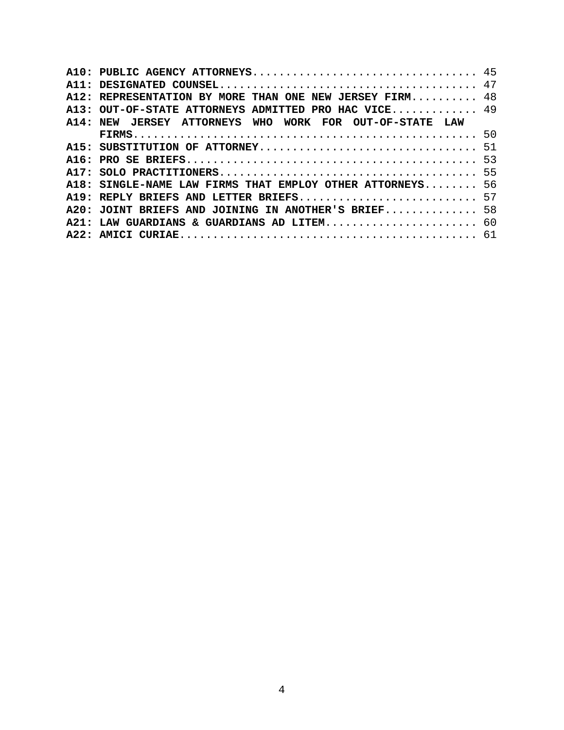**A10: PUBLIC AGENCY ATTORNEYS** .................................. 45
**A11: DESIGNATED COUNSEL** ....................................... 47
**A12: REPRESENTATION BY MORE THAN ONE NEW JERSEY FIRM** .......... 48
**A13: OUT-OF-STATE ATTORNEYS ADMITTED PRO HAC VICE** ............. 49
**A14: NEW JERSEY ATTORNEYS WHO WORK FOR OUT-OF-STATE LAW FIRMS** ................................................... 50
**A15: SUBSTITUTION OF ATTORNEY** ................................. 51
**A16: PRO SE BRIEFS** ............................................ 53
**A17: SOLO PRACTITIONERS** ....................................... 55
**A18: SINGLE-NAME LAW FIRMS THAT EMPLOY OTHER ATTORNEYS** ........ 56
**A19: REPLY BRIEFS AND LETTER BRIEFS** ........................... 57
**A20: JOINT BRIEFS AND JOINING IN ANOTHER'S BRIEF** .............. 58
**A21: LAW GUARDIANS & GUARDIANS AD LITEM** ....................... 60
**A22: AMICI CURIAE** ............................................. 61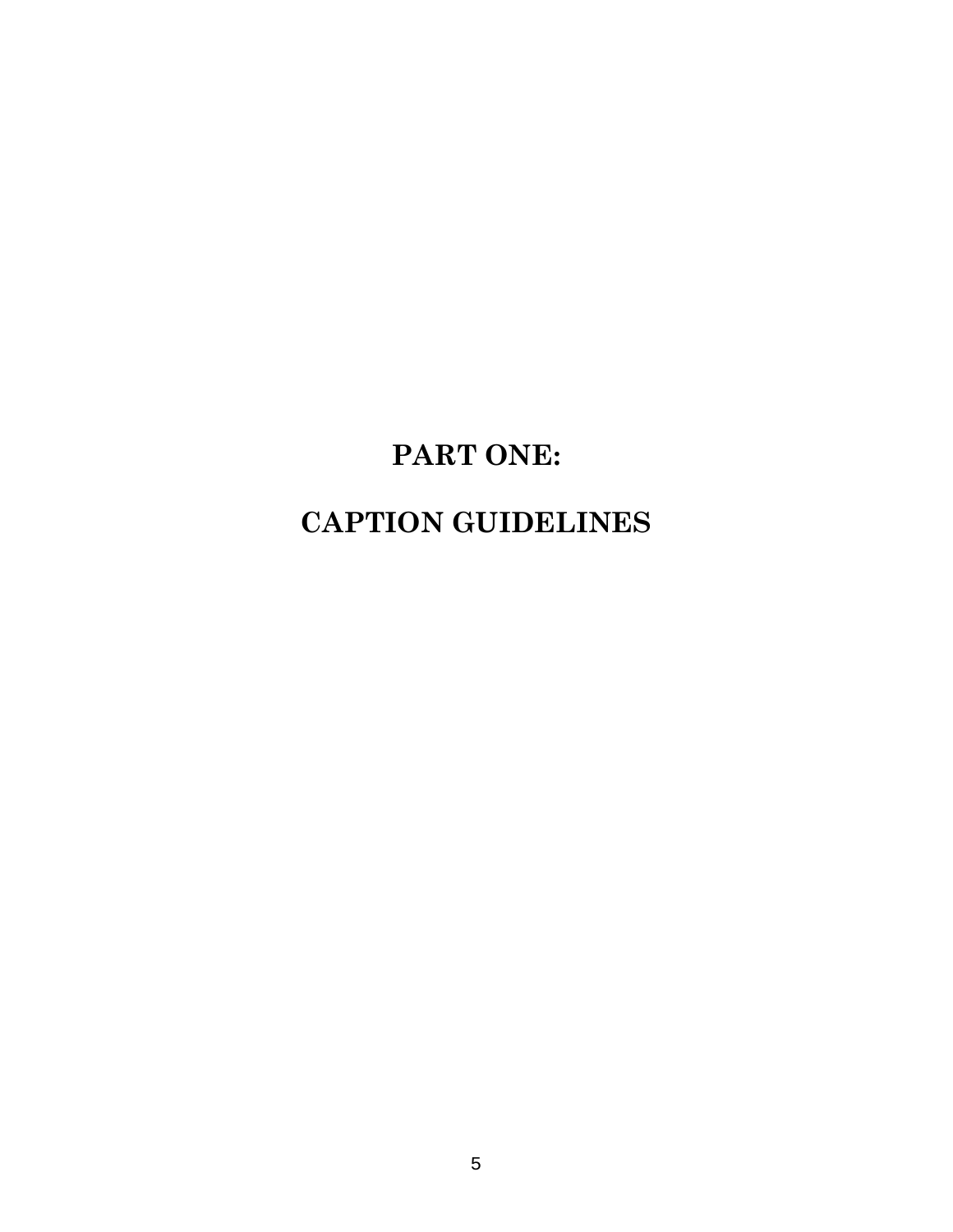# PART ONE:

# CAPTION GUIDELINES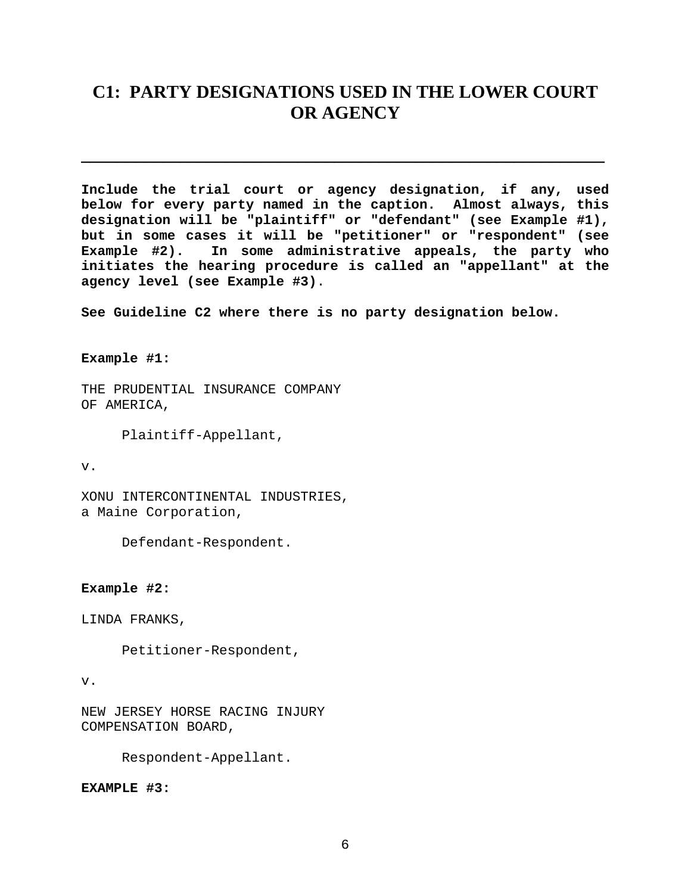# C1: PARTY DESIGNATIONS USED IN THE LOWER COURT OR AGENCY

---

**Include the trial court or agency designation, if any, used below for every party named in the caption. Almost always, this designation will be "plaintiff" or "defendant" (see Example #1), but in some cases it will be "petitioner" or "respondent" (see Example #2). In some administrative appeals, the party who initiates the hearing procedure is called an "appellant" at the agency level (see Example #3).**

**See Guideline C2 where there is no party designation below.**

**Example #1:**

THE PRUDENTIAL INSURANCE COMPANY
OF AMERICA,

Plaintiff-Appellant,

v.

XONU INTERCONTINENTAL INDUSTRIES,
a Maine Corporation,

Defendant-Respondent.

**Example #2:**

LINDA FRANKS,

Petitioner-Respondent,

v.

NEW JERSEY HORSE RACING INJURY
COMPENSATION BOARD,

Respondent-Appellant.

**EXAMPLE #3:**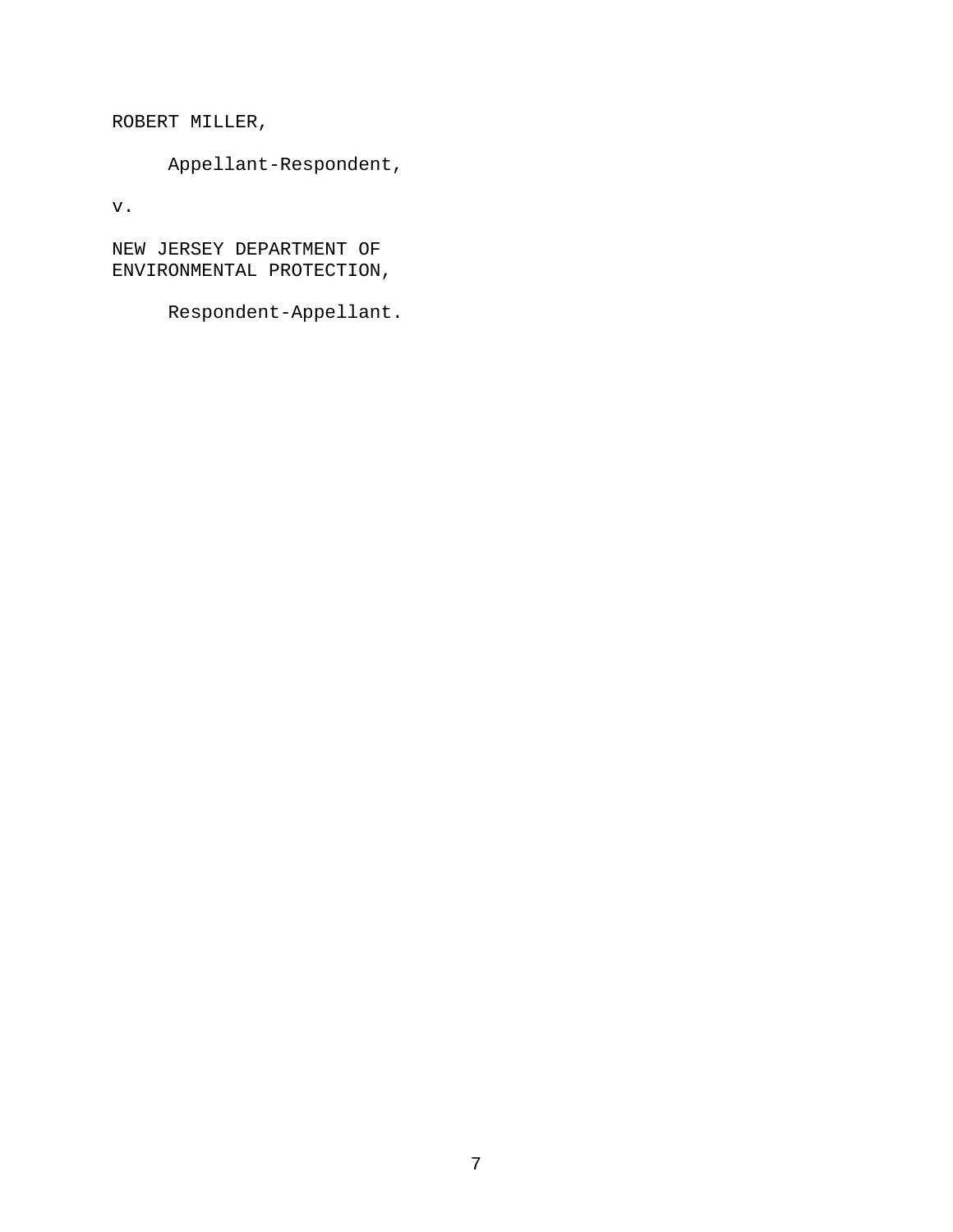ROBERT MILLER,

Appellant-Respondent,

v.

NEW JERSEY DEPARTMENT OF
ENVIRONMENTAL PROTECTION,

Respondent-Appellant.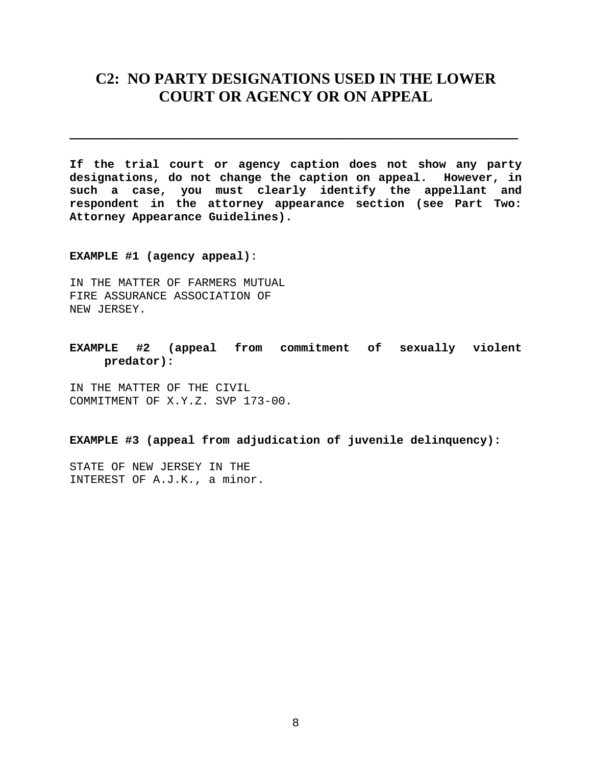# C2: NO PARTY DESIGNATIONS USED IN THE LOWER COURT OR AGENCY OR ON APPEAL

---

**If the trial court or agency caption does not show any party designations, do not change the caption on appeal. However, in such a case, you must clearly identify the appellant and respondent in the attorney appearance section (see Part Two: Attorney Appearance Guidelines).**

**EXAMPLE #1 (agency appeal)**:

IN THE MATTER OF FARMERS MUTUAL
FIRE ASSURANCE ASSOCIATION OF
NEW JERSEY.

**EXAMPLE #2 (appeal from commitment of sexually violent predator):**

IN THE MATTER OF THE CIVIL
COMMITMENT OF X.Y.Z. SVP 173-00.

**EXAMPLE #3 (appeal from adjudication of juvenile delinquency):**

STATE OF NEW JERSEY IN THE
INTEREST OF A.J.K., a minor.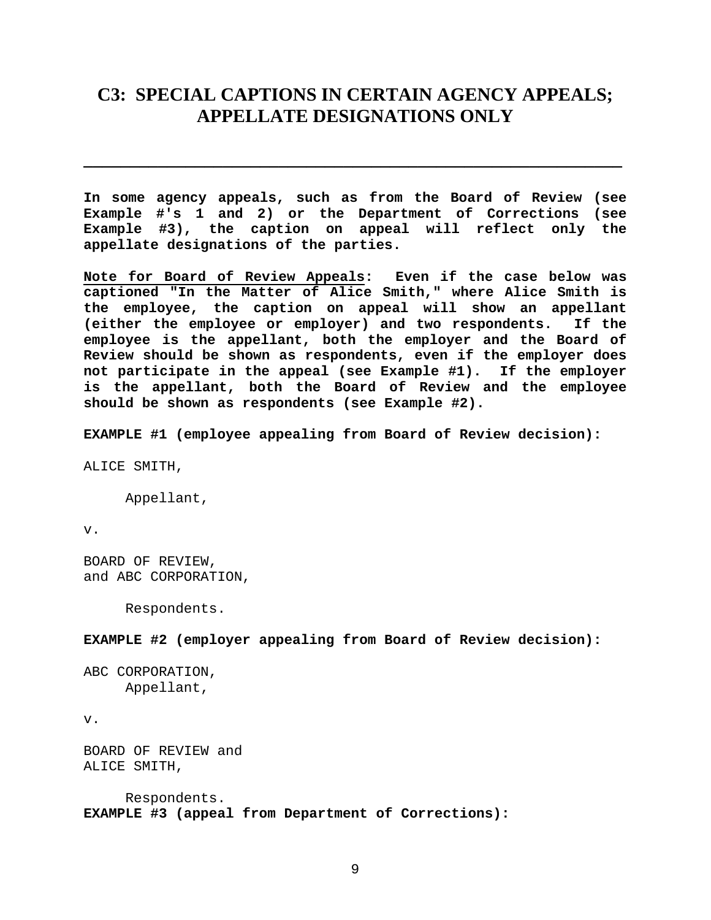# C3: SPECIAL CAPTIONS IN CERTAIN AGENCY APPEALS; APPELLATE DESIGNATIONS ONLY

---

**In some agency appeals, such as from the Board of Review (see Example #'s 1 and 2) or the Department of Corrections (see Example #3), the caption on appeal will reflect only the appellate designations of the parties.**

**Note for Board of Review Appeals: Even if the case below was captioned "In the Matter of Alice Smith," where Alice Smith is the employee, the caption on appeal will show an appellant (either the employee or employer) and two respondents. If the employee is the appellant, both the employer and the Board of Review should be shown as respondents, even if the employer does not participate in the appeal (see Example #1). If the employer is the appellant, both the Board of Review and the employee should be shown as respondents (see Example #2).**

**EXAMPLE #1 (employee appealing from Board of Review decision):**

```
ALICE SMITH,

     Appellant,

v.

BOARD OF REVIEW,
and ABC CORPORATION,

     Respondents.
```

**EXAMPLE #2 (employer appealing from Board of Review decision):**

```
ABC CORPORATION,
     Appellant,

v.

BOARD OF REVIEW and
ALICE SMITH,

     Respondents.
```

**EXAMPLE #3 (appeal from Department of Corrections):**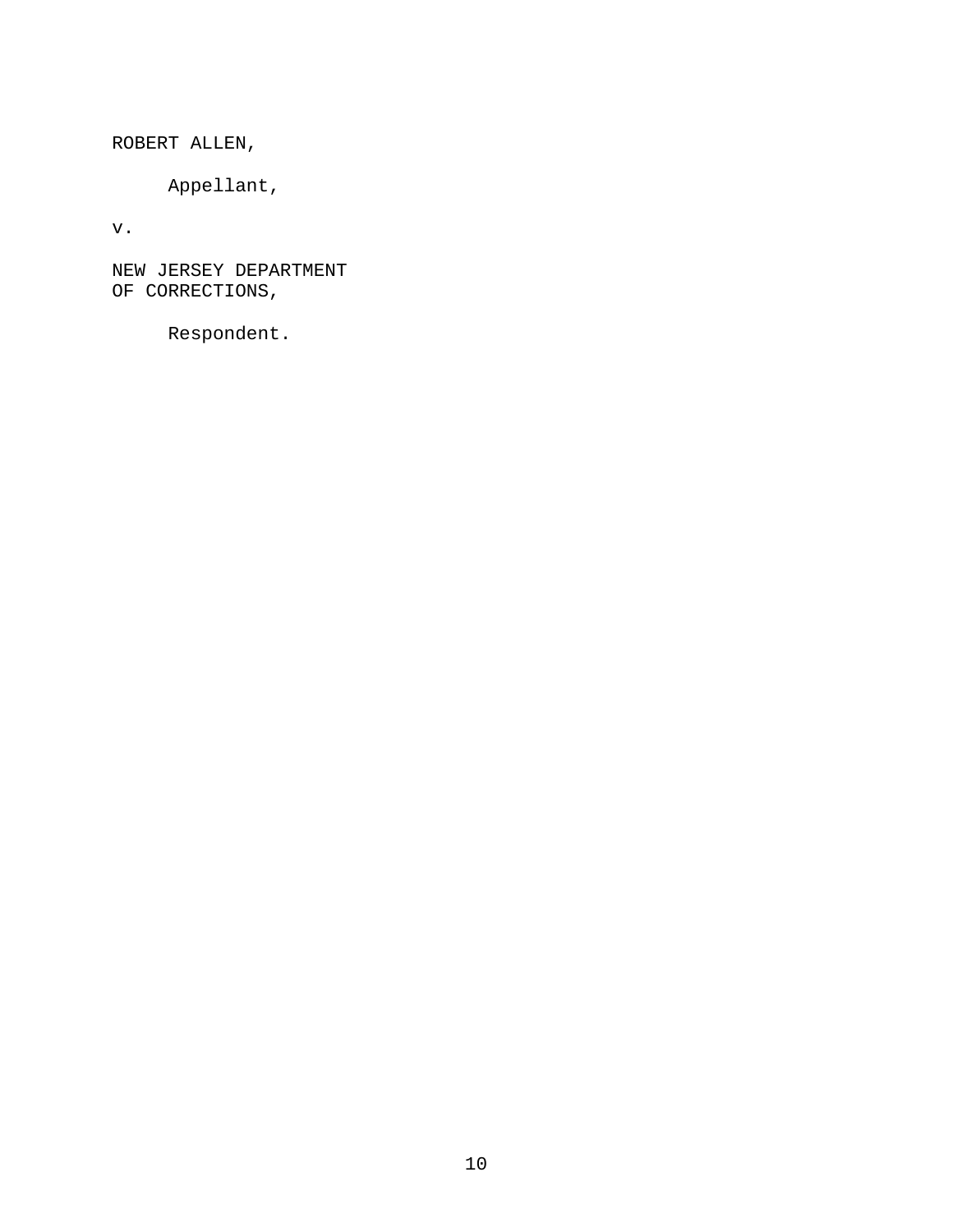ROBERT ALLEN,

Appellant,

v.

NEW JERSEY DEPARTMENT
OF CORRECTIONS,

Respondent.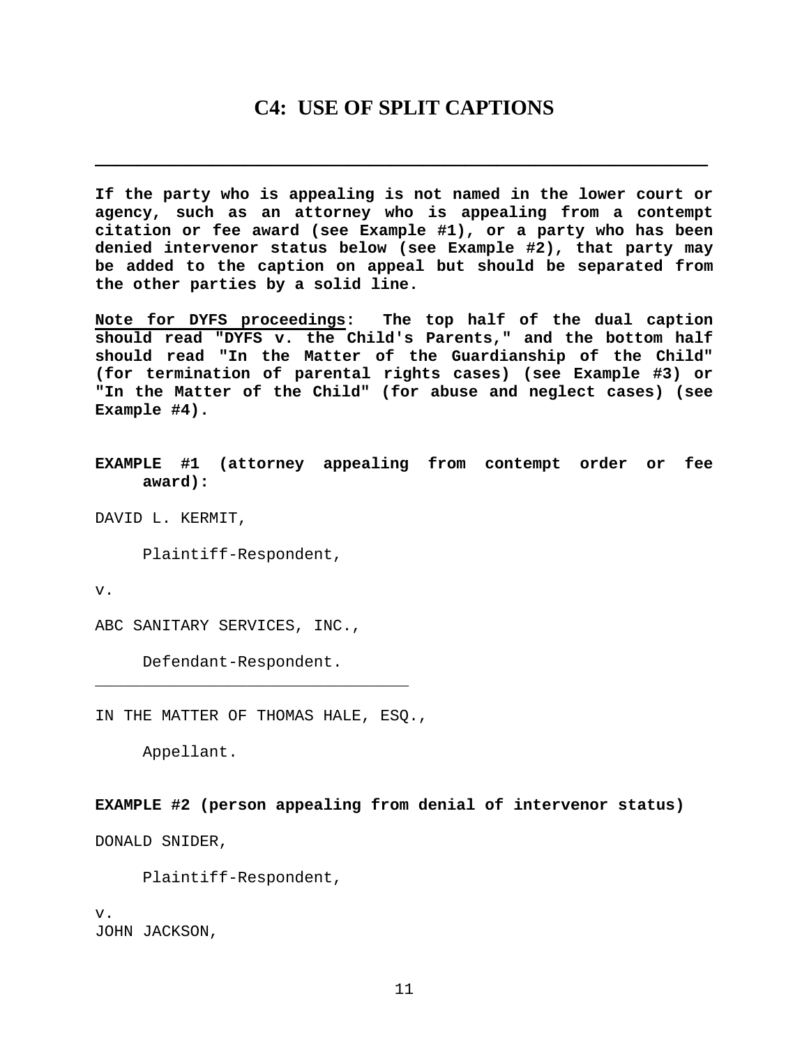## C4: USE OF SPLIT CAPTIONS

---

**If the party who is appealing is not named in the lower court or agency, such as an attorney who is appealing from a contempt citation or fee award (see Example #1), or a party who has been denied intervenor status below (see Example #2), that party may be added to the caption on appeal but should be separated from the other parties by a solid line.**

**Note for DYFS proceedings: The top half of the dual caption should read "DYFS v. the Child's Parents," and the bottom half should read "In the Matter of the Guardianship of the Child" (for termination of parental rights cases) (see Example #3) or "In the Matter of the Child" (for abuse and neglect cases) (see Example #4).**

**EXAMPLE #1 (attorney appealing from contempt order or fee award):**

DAVID L. KERMIT,

Plaintiff-Respondent,

v.

ABC SANITARY SERVICES, INC.,

Defendant-Respondent.

---

IN THE MATTER OF THOMAS HALE, ESQ.,

Appellant.

**EXAMPLE #2 (person appealing from denial of intervenor status)**

DONALD SNIDER,

Plaintiff-Respondent,

v.

JOHN JACKSON,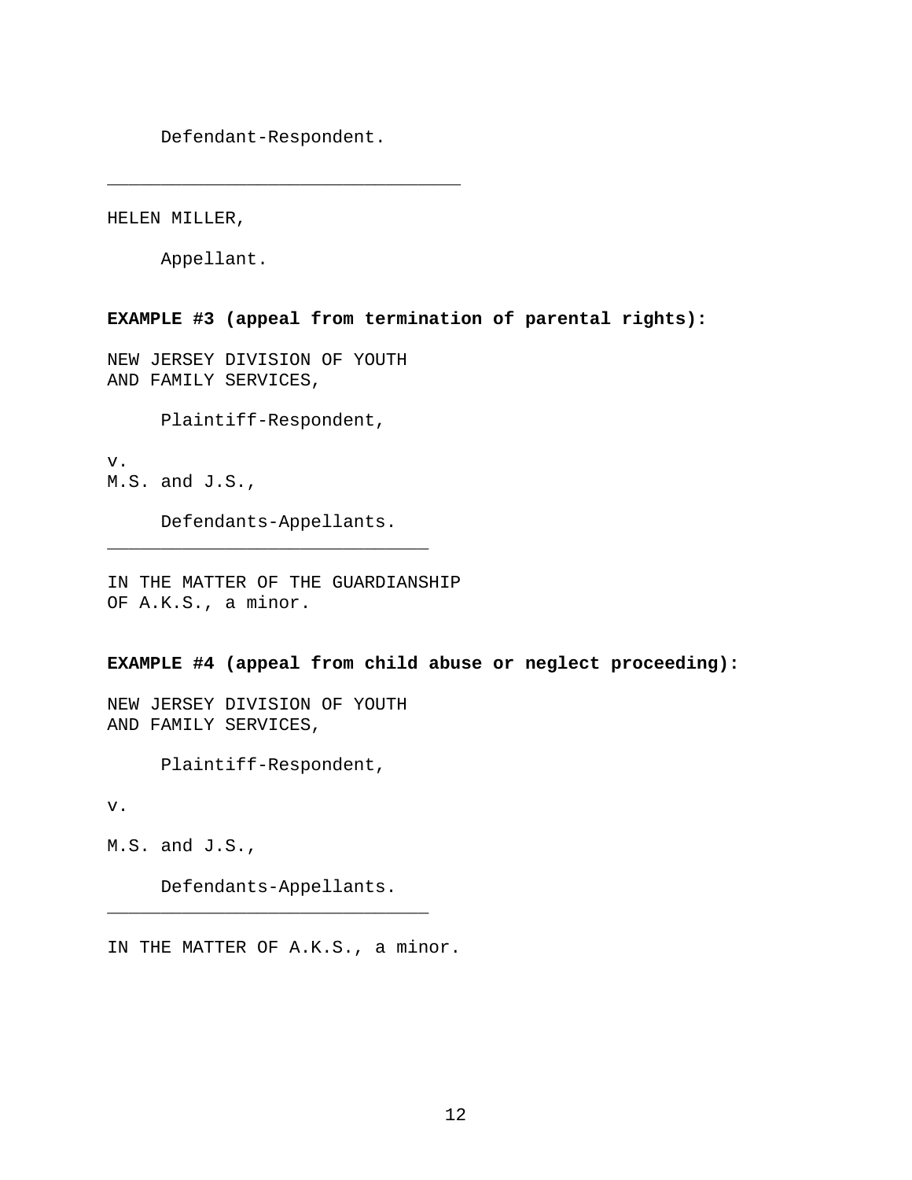Defendant-Respondent.

______________________________

HELEN MILLER,

Appellant.

**EXAMPLE #3 (appeal from termination of parental rights):**

NEW JERSEY DIVISION OF YOUTH
AND FAMILY SERVICES,

Plaintiff-Respondent,

v.
M.S. and J.S.,

Defendants-Appellants.
______________________________

IN THE MATTER OF THE GUARDIANSHIP
OF A.K.S., a minor.

**EXAMPLE #4 (appeal from child abuse or neglect proceeding):**

NEW JERSEY DIVISION OF YOUTH
AND FAMILY SERVICES,

Plaintiff-Respondent,

v.

M.S. and J.S.,

Defendants-Appellants.
______________________________

IN THE MATTER OF A.K.S., a minor.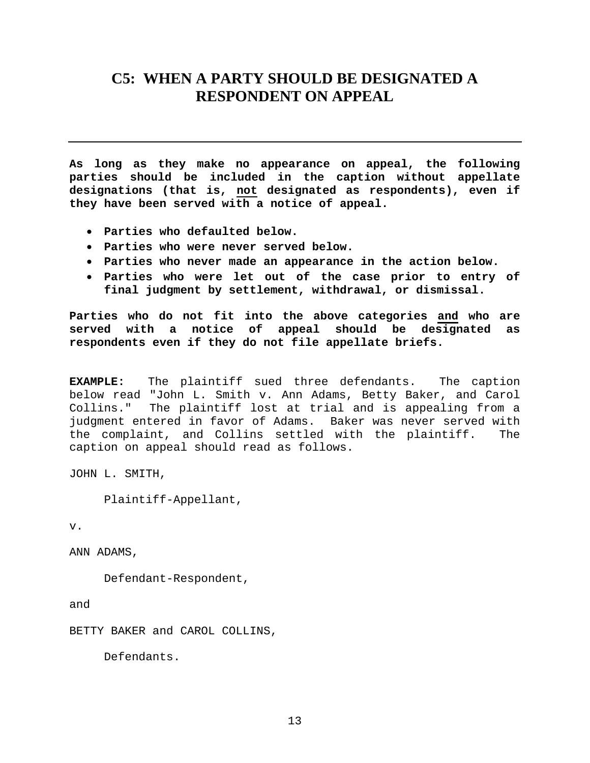# C5: WHEN A PARTY SHOULD BE DESIGNATED A RESPONDENT ON APPEAL

---

**As long as they make no appearance on appeal, the following parties should be included in the caption without appellate designations (that is, <u>not</u> designated as respondents), even if they have been served with a notice of appeal.**

- **Parties who defaulted below.**
- **Parties who were never served below.**
- **Parties who never made an appearance in the action below.**
- **Parties who were let out of the case prior to entry of final judgment by settlement, withdrawal, or dismissal.**

**Parties who do not fit into the above categories <u>and</u> who are served with a notice of appeal should be designated as respondents even if they do not file appellate briefs.**

**EXAMPLE:** The plaintiff sued three defendants. The caption below read "John L. Smith v. Ann Adams, Betty Baker, and Carol Collins." The plaintiff lost at trial and is appealing from a judgment entered in favor of Adams. Baker was never served with the complaint, and Collins settled with the plaintiff. The caption on appeal should read as follows.

JOHN L. SMITH,

  Plaintiff-Appellant,

v.

ANN ADAMS,

  Defendant-Respondent,

and

BETTY BAKER and CAROL COLLINS,

  Defendants.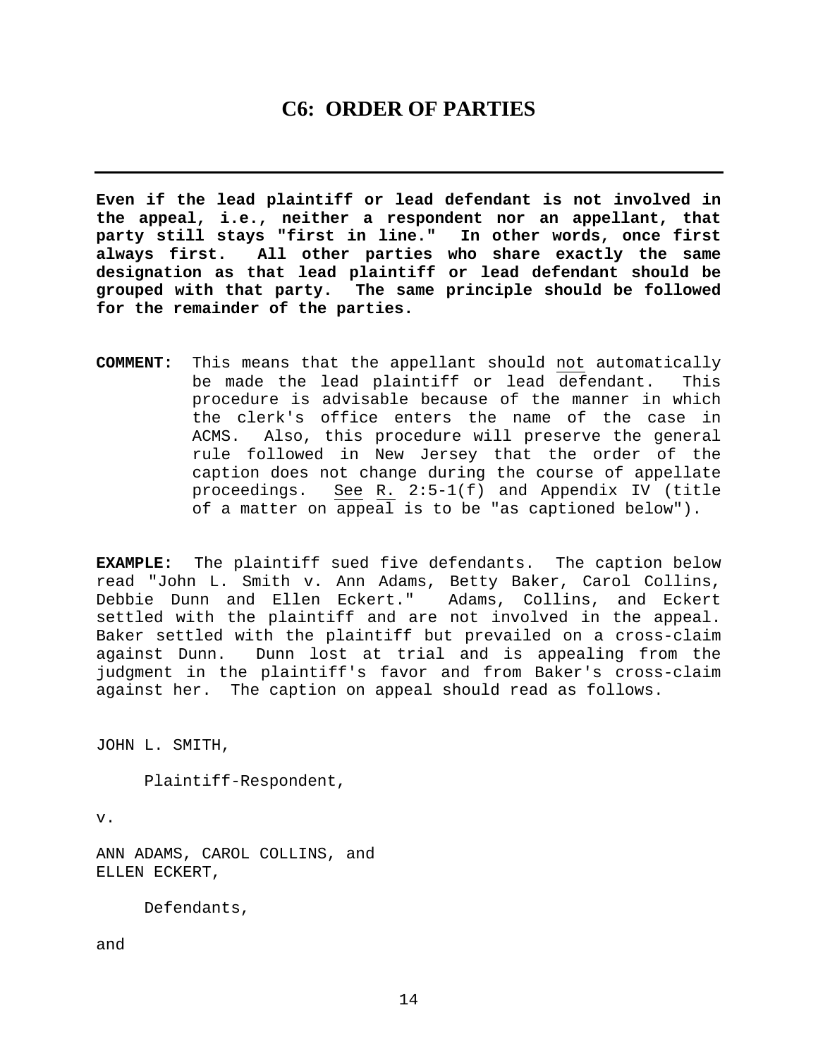# C6: ORDER OF PARTIES

---

**Even if the lead plaintiff or lead defendant is not involved in the appeal, i.e., neither a respondent nor an appellant, that party still stays "first in line." In other words, once first always first. All other parties who share exactly the same designation as that lead plaintiff or lead defendant should be grouped with that party. The same principle should be followed for the remainder of the parties.**

**COMMENT:** This means that the appellant should not automatically be made the lead plaintiff or lead defendant. This procedure is advisable because of the manner in which the clerk's office enters the name of the case in ACMS. Also, this procedure will preserve the general rule followed in New Jersey that the order of the caption does not change during the course of appellate proceedings. See R. 2:5-1(f) and Appendix IV (title of a matter on appeal is to be "as captioned below").

**EXAMPLE:** The plaintiff sued five defendants. The caption below read "John L. Smith v. Ann Adams, Betty Baker, Carol Collins, Debbie Dunn and Ellen Eckert." Adams, Collins, and Eckert settled with the plaintiff and are not involved in the appeal. Baker settled with the plaintiff but prevailed on a cross-claim against Dunn. Dunn lost at trial and is appealing from the judgment in the plaintiff's favor and from Baker's cross-claim against her. The caption on appeal should read as follows.

JOHN L. SMITH,

Plaintiff-Respondent,

v.

ANN ADAMS, CAROL COLLINS, and ELLEN ECKERT,

Defendants,

and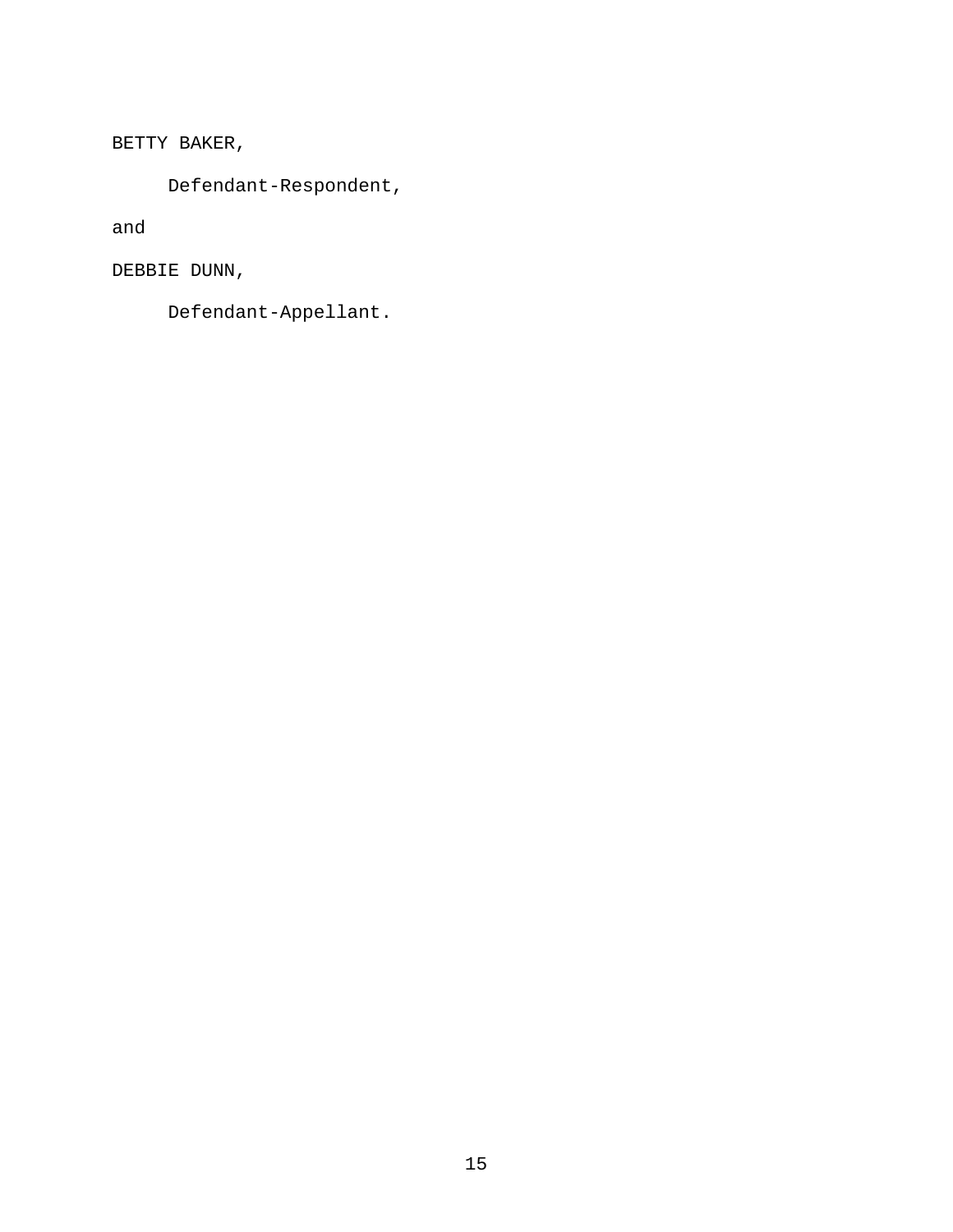BETTY BAKER,

Defendant-Respondent,

and

DEBBIE DUNN,

Defendant-Appellant.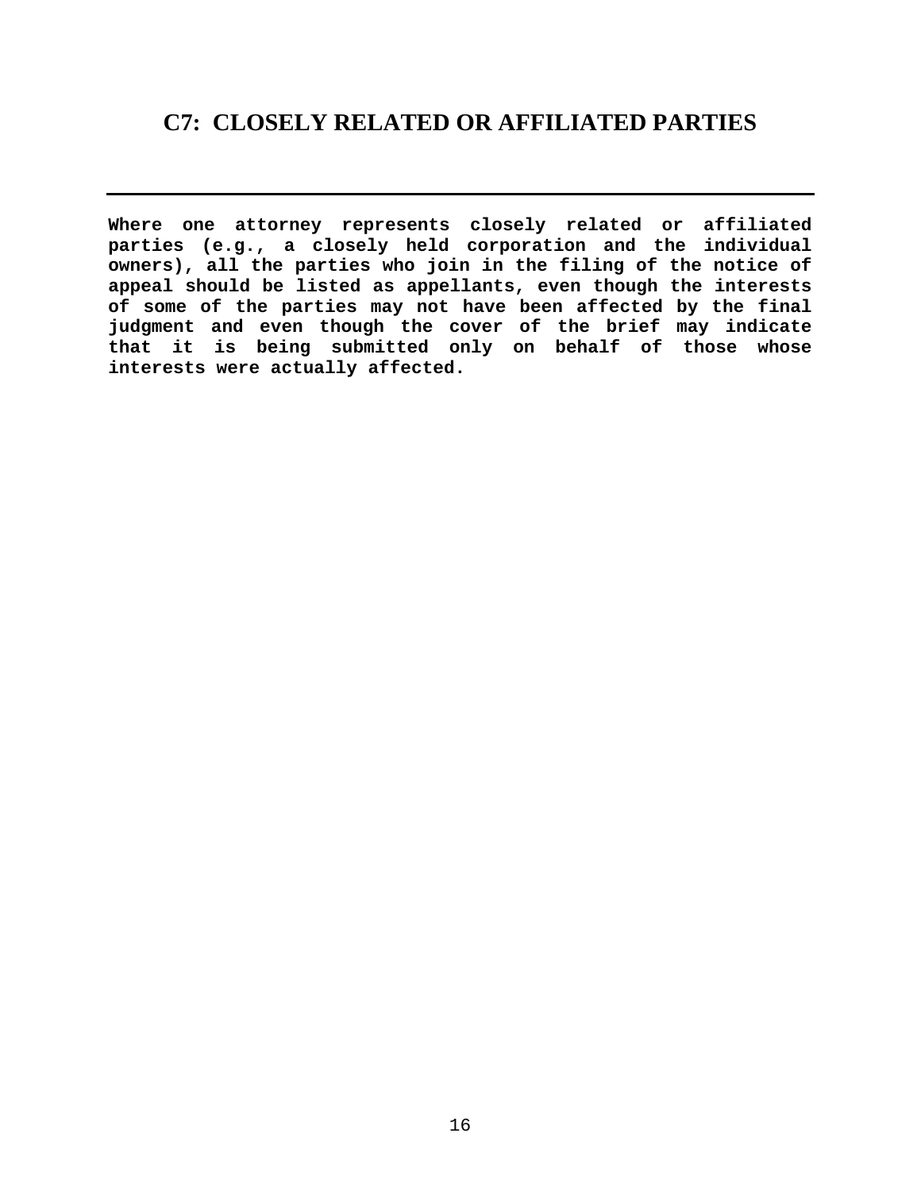# C7: CLOSELY RELATED OR AFFILIATED PARTIES

---

**Where one attorney represents closely related or affiliated parties (e.g., a closely held corporation and the individual owners), all the parties who join in the filing of the notice of appeal should be listed as appellants, even though the interests of some of the parties may not have been affected by the final judgment and even though the cover of the brief may indicate that it is being submitted only on behalf of those whose interests were actually affected.**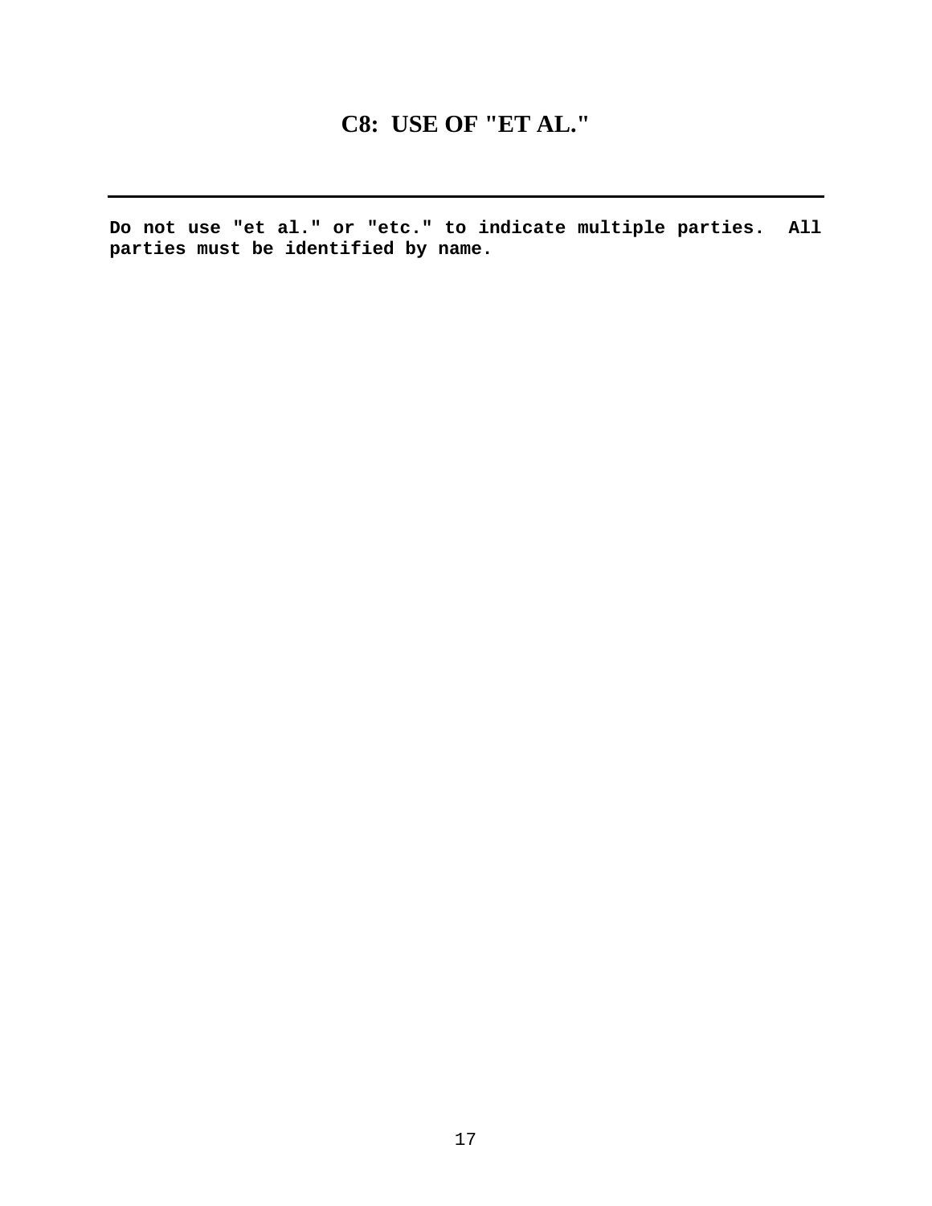# C8: USE OF "ET AL."

---

**Do not use "et al." or "etc." to indicate multiple parties. All parties must be identified by name.**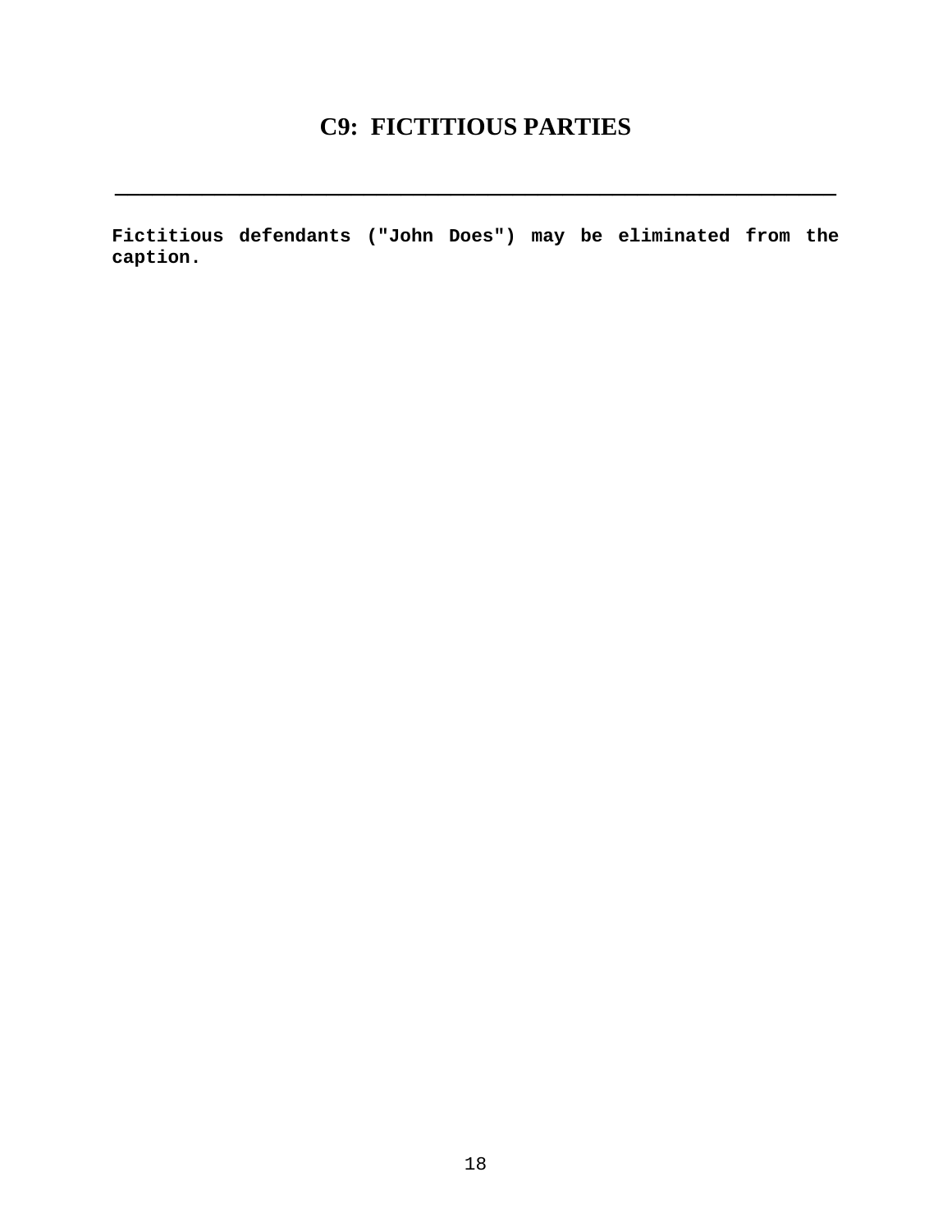# C9: FICTITIOUS PARTIES

---

**Fictitious defendants ("John Does") may be eliminated from the caption.**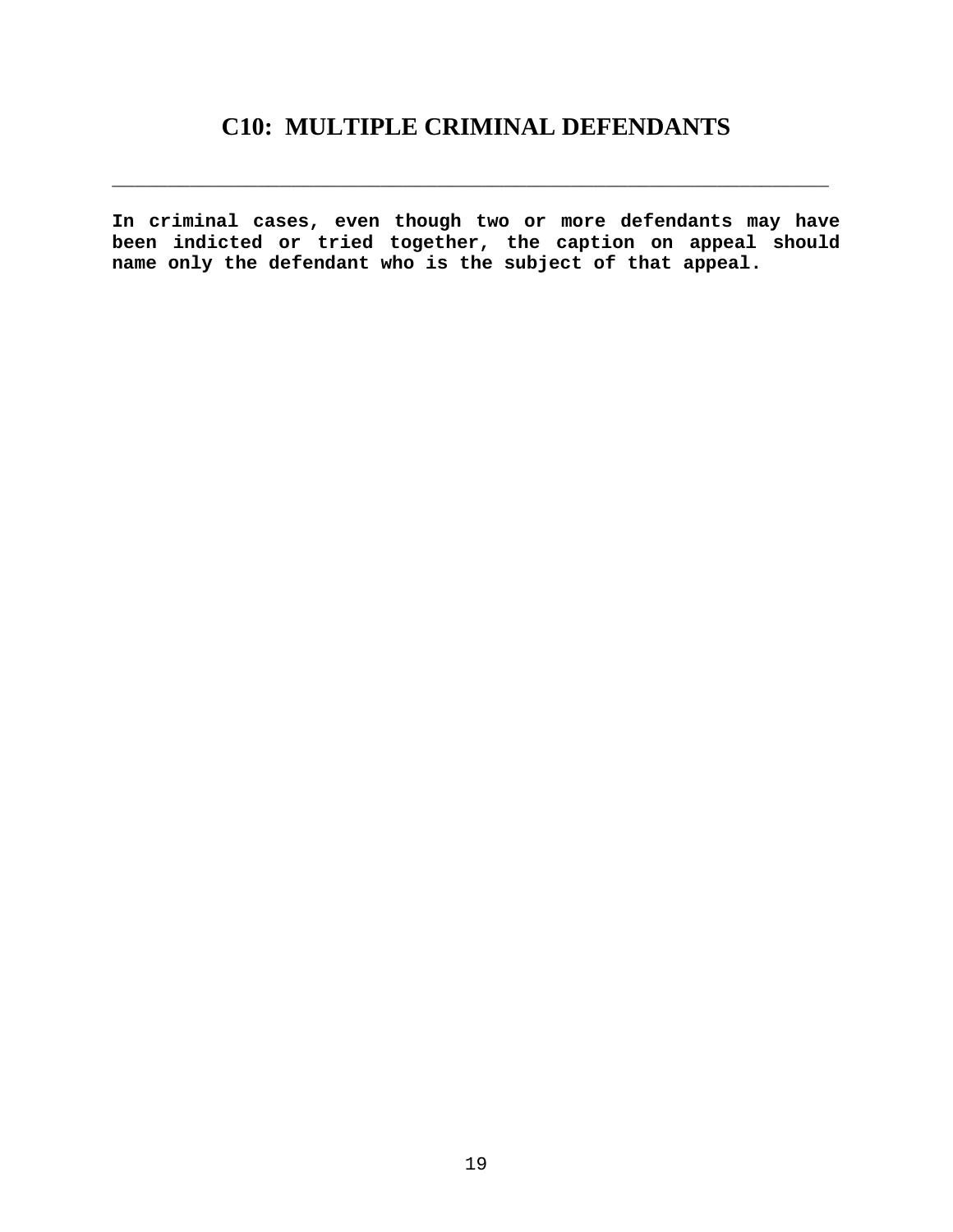# C10: MULTIPLE CRIMINAL DEFENDANTS

---

**In criminal cases, even though two or more defendants may have been indicted or tried together, the caption on appeal should name only the defendant who is the subject of that appeal.**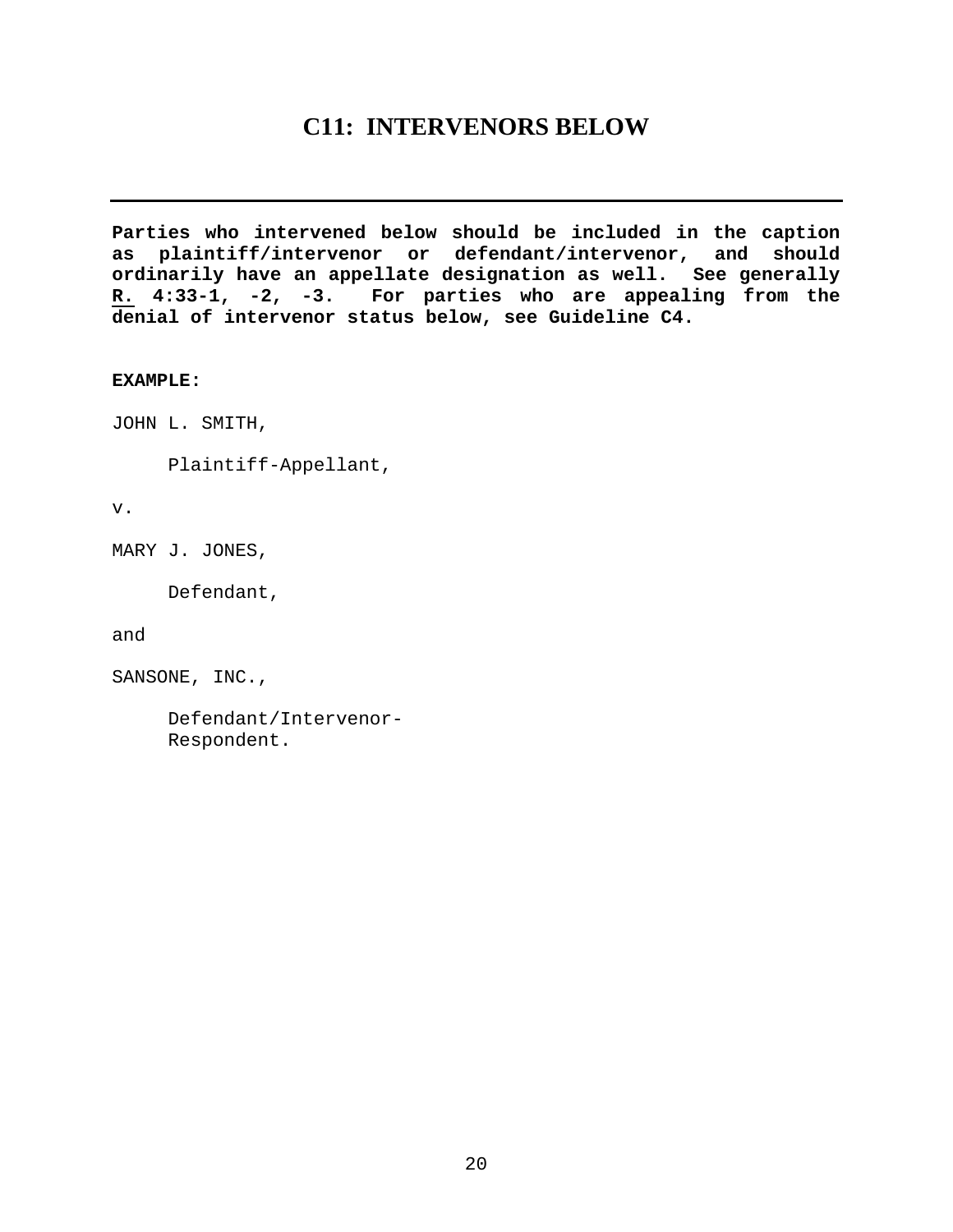# C11: INTERVENORS BELOW

---

**Parties who intervened below should be included in the caption as plaintiff/intervenor or defendant/intervenor, and should ordinarily have an appellate designation as well. See generally R. 4:33-1, -2, -3. For parties who are appealing from the denial of intervenor status below, see Guideline C4.**

**EXAMPLE:**

JOHN L. SMITH,

Plaintiff-Appellant,

v.

MARY J. JONES,

Defendant,

and

SANSONE, INC.,

Defendant/Intervenor-
Respondent.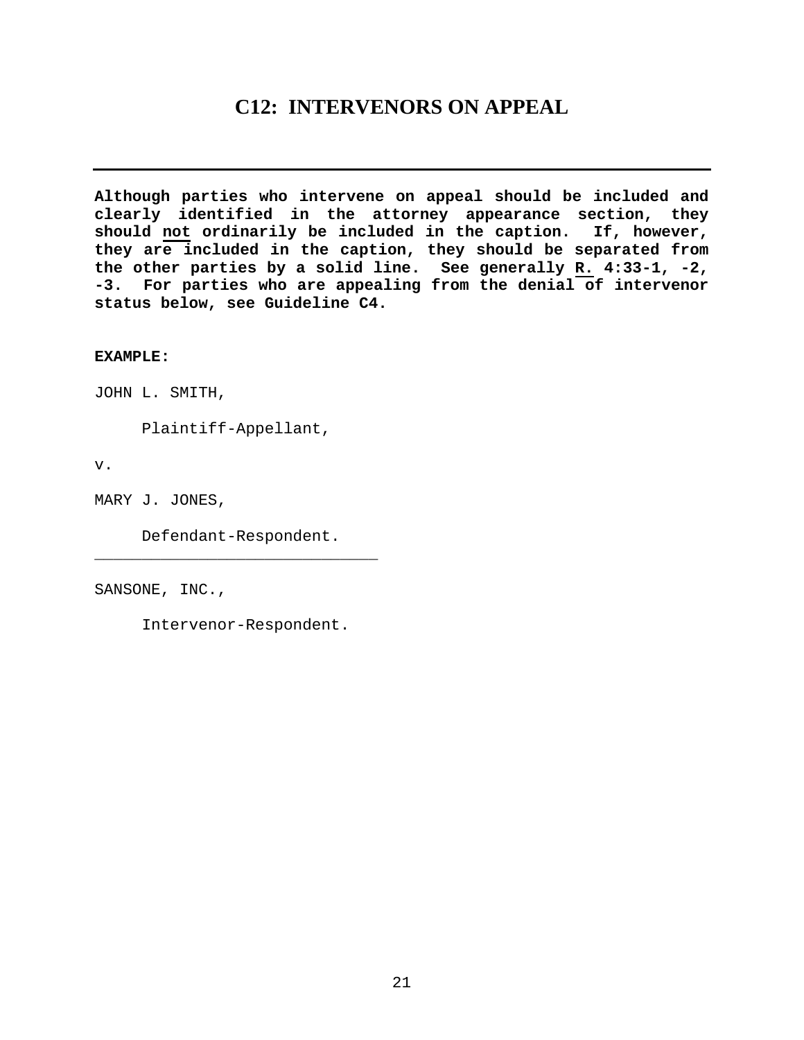# C12: INTERVENORS ON APPEAL

---

**Although parties who intervene on appeal should be included and clearly identified in the attorney appearance section, they should <u>not</u> ordinarily be included in the caption. If, however, they are included in the caption, they should be separated from the other parties by a solid line. See generally <u>R.</u> 4:33-1, -2, -3. For parties who are appealing from the denial of intervenor status below, see Guideline C4.**

**EXAMPLE:**

JOHN L. SMITH,

    Plaintiff-Appellant,

v.

MARY J. JONES,

    Defendant-Respondent.

______________________________

SANSONE, INC.,

    Intervenor-Respondent.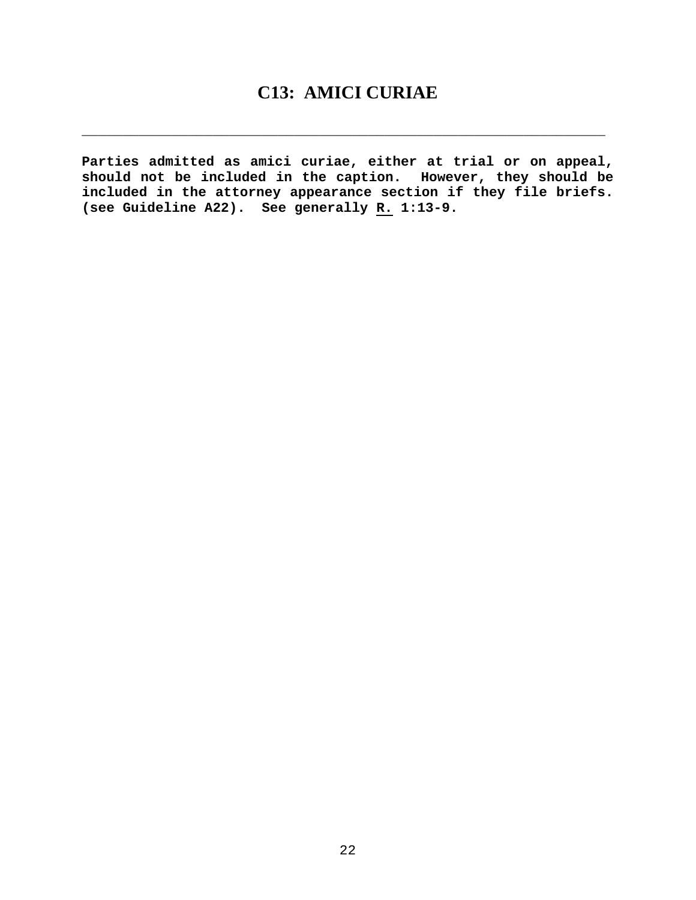# C13: AMICI CURIAE

---

**Parties admitted as amici curiae, either at trial or on appeal, should not be included in the caption. However, they should be included in the attorney appearance section if they file briefs. (see Guideline A22). See generally R. 1:13-9.**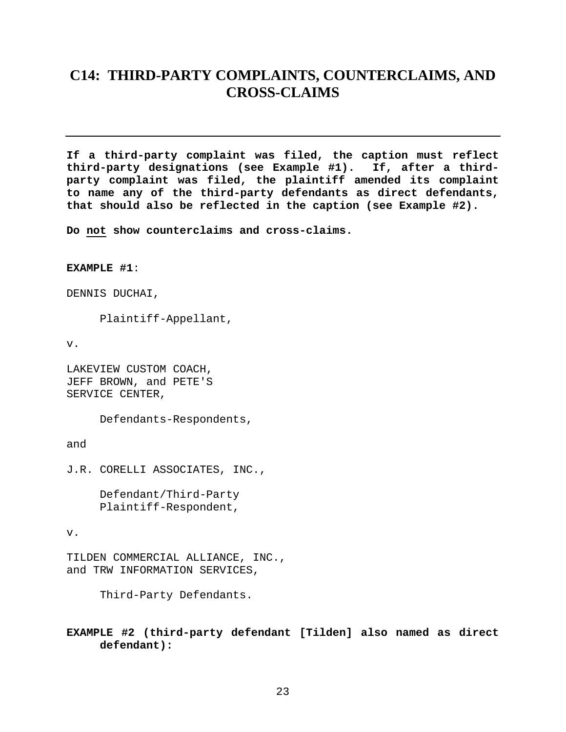# C14: THIRD-PARTY COMPLAINTS, COUNTERCLAIMS, AND CROSS-CLAIMS

---

**If a third-party complaint was filed, the caption must reflect third-party designations (see Example #1). If, after a third-party complaint was filed, the plaintiff amended its complaint to name any of the third-party defendants as direct defendants, that should also be reflected in the caption (see Example #2).**

**Do <u>not</u> show counterclaims and cross-claims.**

**EXAMPLE #1:**

DENNIS DUCHAI,

     Plaintiff-Appellant,

v.

LAKEVIEW CUSTOM COACH,
JEFF BROWN, and PETE'S
SERVICE CENTER,

     Defendants-Respondents,

and

J.R. CORELLI ASSOCIATES, INC.,

     Defendant/Third-Party
     Plaintiff-Respondent,

v.

TILDEN COMMERCIAL ALLIANCE, INC.,
and TRW INFORMATION SERVICES,

     Third-Party Defendants.

**EXAMPLE #2 (third-party defendant [Tilden] also named as direct defendant):**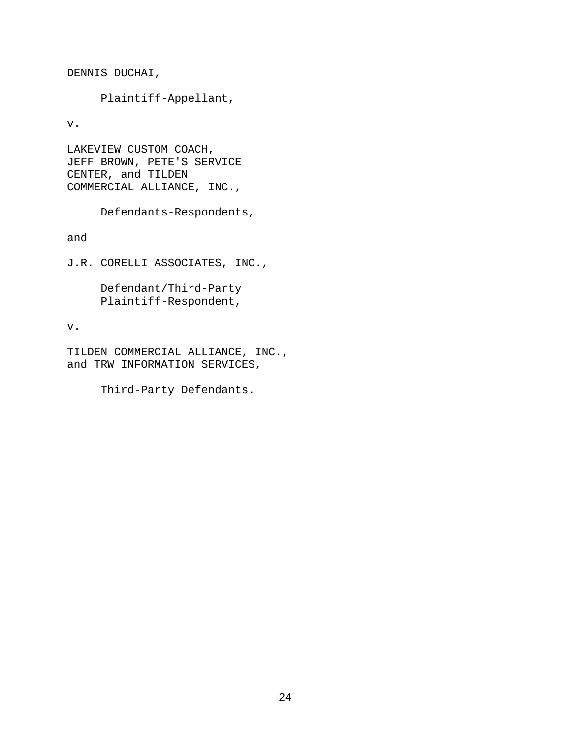DENNIS DUCHAI,

Plaintiff-Appellant,

v.

LAKEVIEW CUSTOM COACH,
JEFF BROWN, PETE'S SERVICE
CENTER, and TILDEN
COMMERCIAL ALLIANCE, INC.,

Defendants-Respondents,

and

J.R. CORELLI ASSOCIATES, INC.,

Defendant/Third-Party
Plaintiff-Respondent,

v.

TILDEN COMMERCIAL ALLIANCE, INC.,
and TRW INFORMATION SERVICES,

Third-Party Defendants.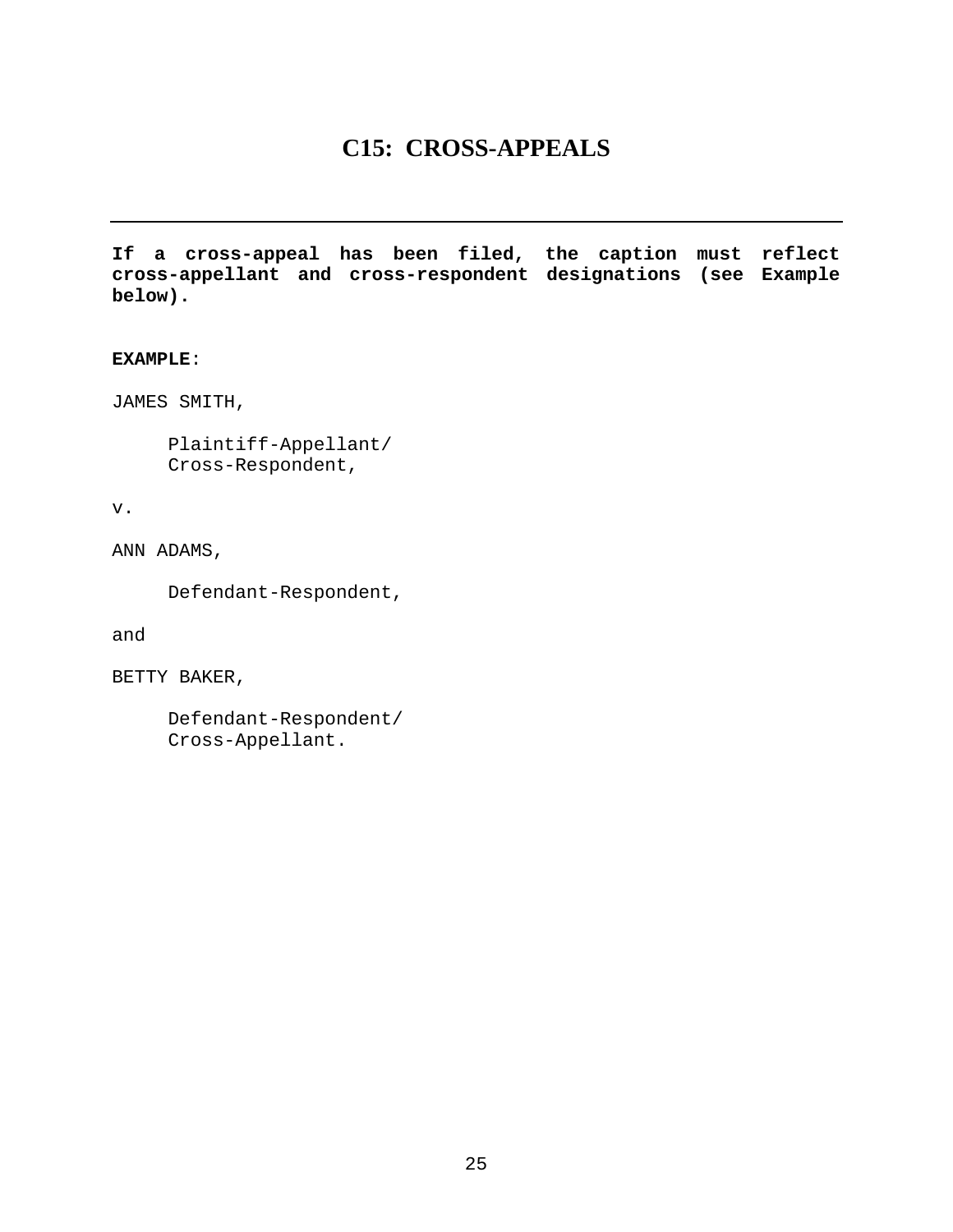# C15: CROSS-APPEALS

---

**If a cross-appeal has been filed, the caption must reflect cross-appellant and cross-respondent designations (see Example below).**

**EXAMPLE**:

```
JAMES SMITH,

     Plaintiff-Appellant/
     Cross-Respondent,

v.

ANN ADAMS,

     Defendant-Respondent,

and

BETTY BAKER,

     Defendant-Respondent/
     Cross-Appellant.
```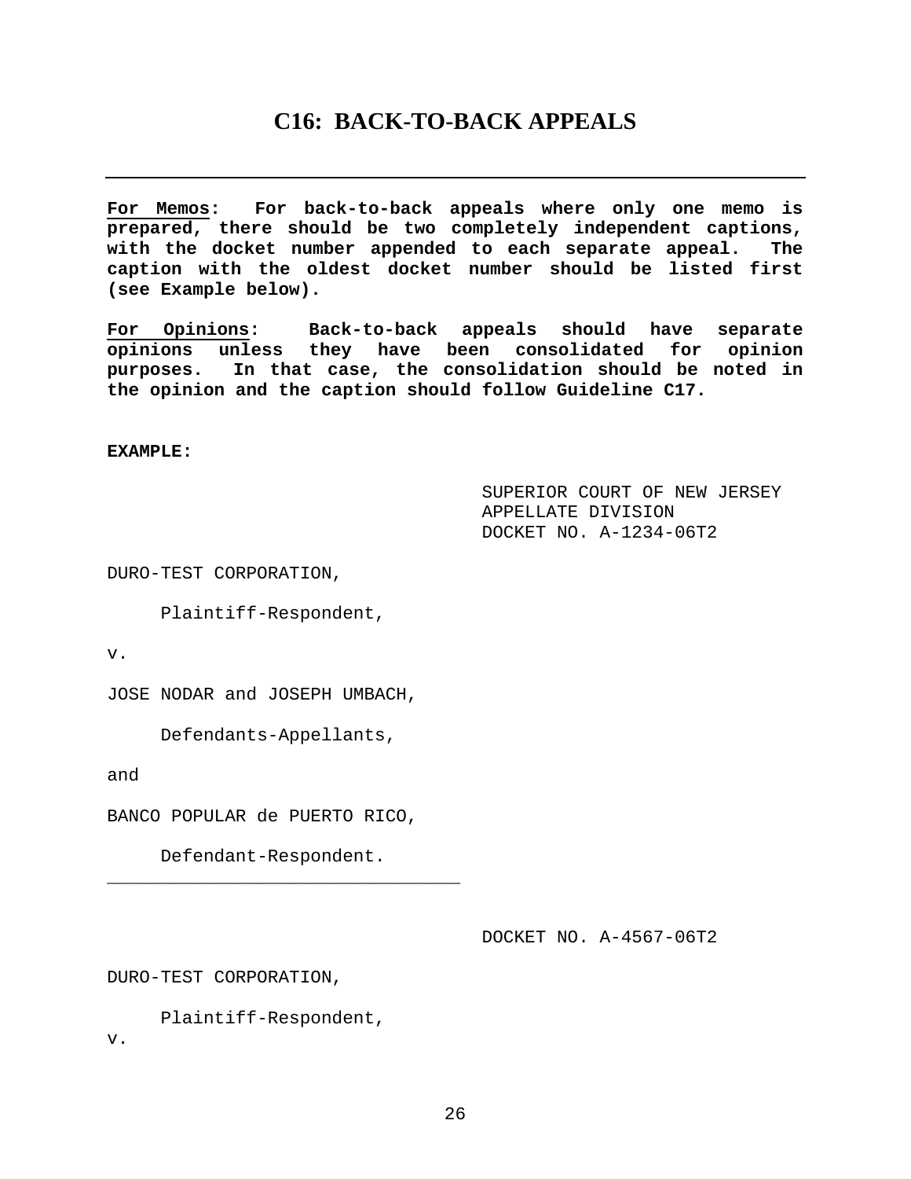# C16: BACK-TO-BACK APPEALS

---

**<u>For Memos</u>: For back-to-back appeals where only one memo is prepared, there should be two completely independent captions, with the docket number appended to each separate appeal. The caption with the oldest docket number should be listed first (see Example below).**

**<u>For Opinions</u>: Back-to-back appeals should have separate opinions unless they have been consolidated for opinion purposes. In that case, the consolidation should be noted in the opinion and the caption should follow Guideline C17.**

**EXAMPLE:**

```
                                        SUPERIOR COURT OF NEW JERSEY
                                        APPELLATE DIVISION
                                        DOCKET NO. A-1234-06T2

DURO-TEST CORPORATION,

     Plaintiff-Respondent,

v.

JOSE NODAR and JOSEPH UMBACH,

     Defendants-Appellants,

and

BANCO POPULAR de PUERTO RICO,

     Defendant-Respondent.
_________________________________


                                        DOCKET NO. A-4567-06T2

DURO-TEST CORPORATION,

     Plaintiff-Respondent,
v.
```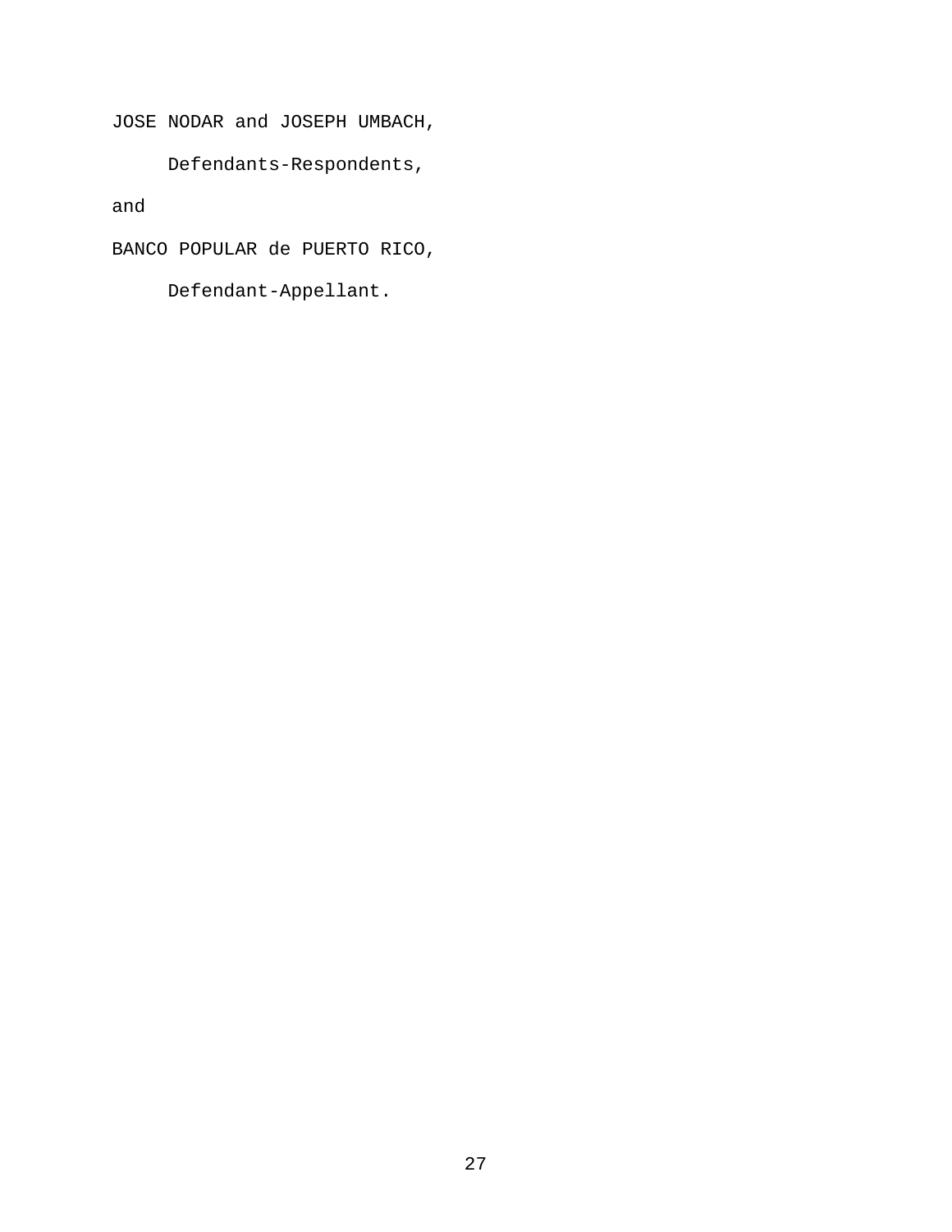JOSE NODAR and JOSEPH UMBACH,

Defendants-Respondents,

and

BANCO POPULAR de PUERTO RICO,

Defendant-Appellant.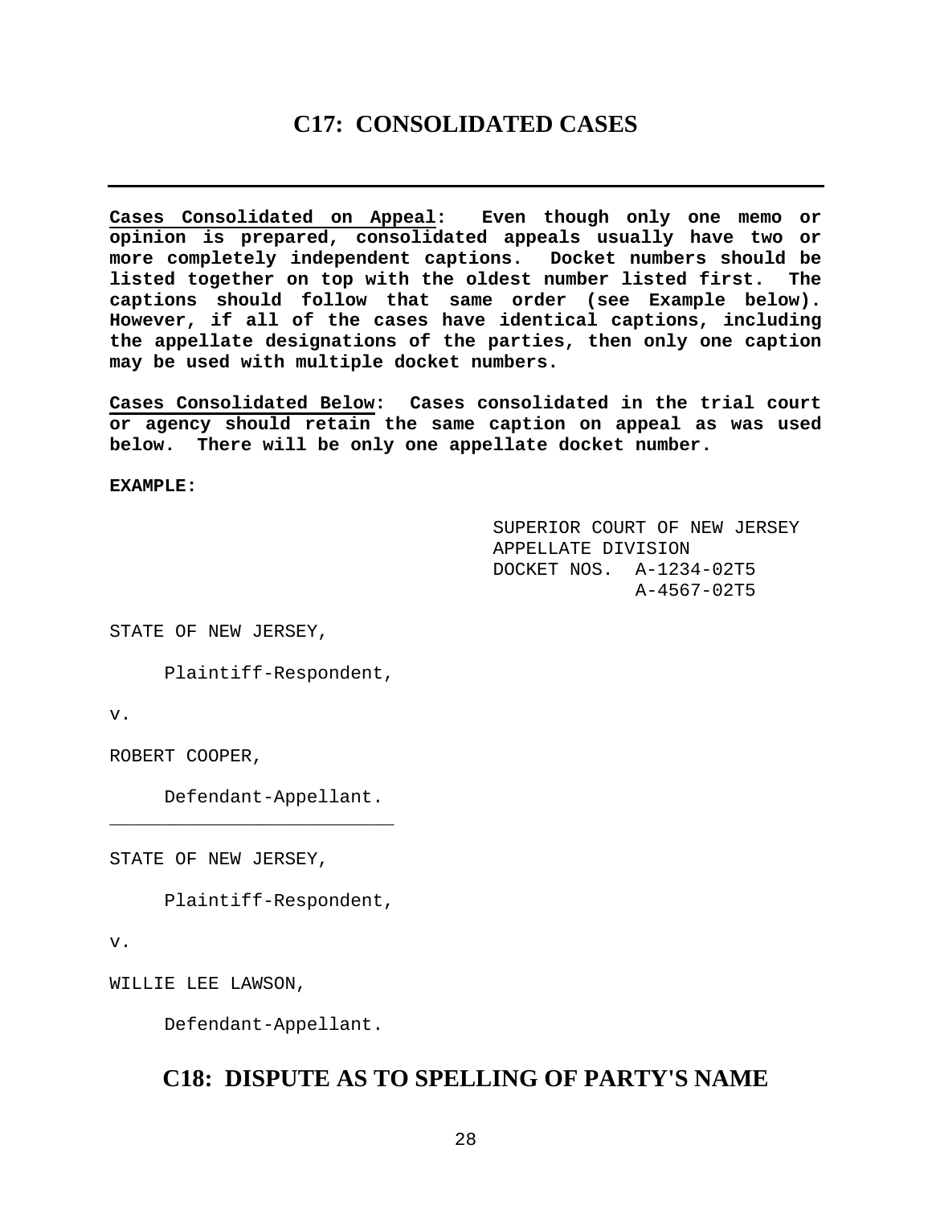## C17: CONSOLIDATED CASES

---

**Cases Consolidated on Appeal: Even though only one memo or opinion is prepared, consolidated appeals usually have two or more completely independent captions. Docket numbers should be listed together on top with the oldest number listed first. The captions should follow that same order (see Example below). However, if all of the cases have identical captions, including the appellate designations of the parties, then only one caption may be used with multiple docket numbers.**

**Cases Consolidated Below: Cases consolidated in the trial court or agency should retain the same caption on appeal as was used below. There will be only one appellate docket number.**

**EXAMPLE:**

```
                                   SUPERIOR COURT OF NEW JERSEY
                                   APPELLATE DIVISION
                                   DOCKET NOS.  A-1234-02T5
                                                A-4567-02T5

STATE OF NEW JERSEY,

     Plaintiff-Respondent,

v.

ROBERT COOPER,

     Defendant-Appellant.
__________________________

STATE OF NEW JERSEY,

     Plaintiff-Respondent,

v.

WILLIE LEE LAWSON,

     Defendant-Appellant.
```

## C18: DISPUTE AS TO SPELLING OF PARTY'S NAME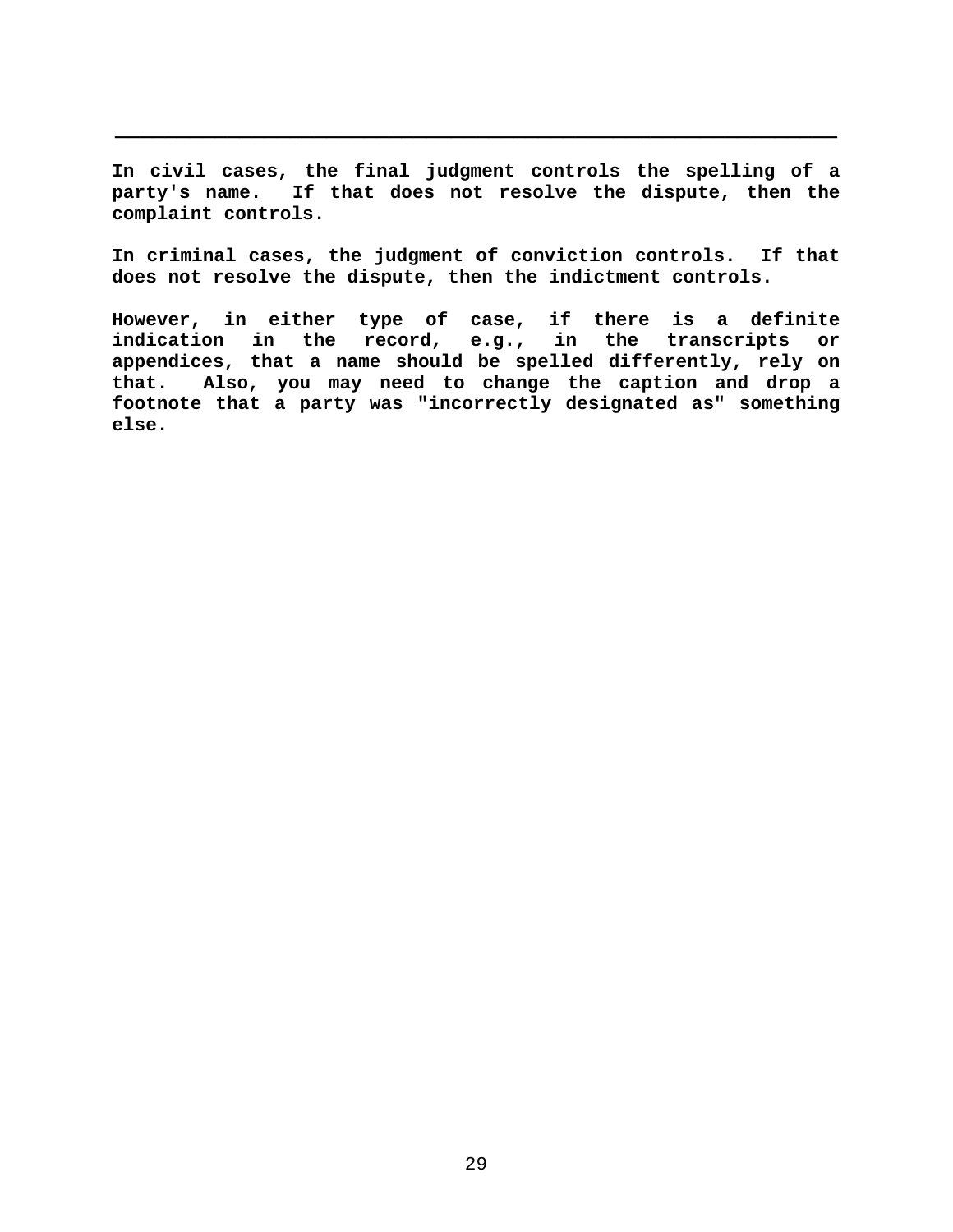---

**In civil cases, the final judgment controls the spelling of a party's name. If that does not resolve the dispute, then the complaint controls.**

**In criminal cases, the judgment of conviction controls. If that does not resolve the dispute, then the indictment controls.**

**However, in either type of case, if there is a definite indication in the record, e.g., in the transcripts or appendices, that a name should be spelled differently, rely on that. Also, you may need to change the caption and drop a footnote that a party was "incorrectly designated as" something else.**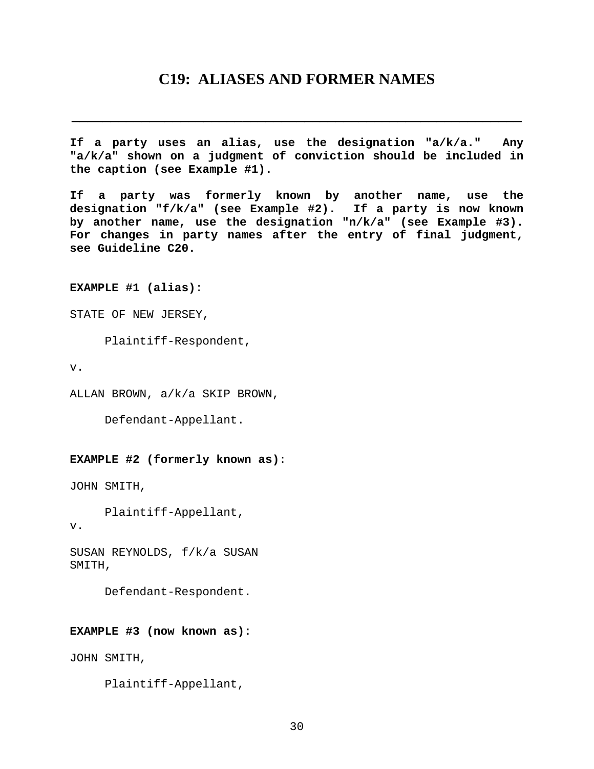# C19: ALIASES AND FORMER NAMES

---

**If a party uses an alias, use the designation "a/k/a." Any "a/k/a" shown on a judgment of conviction should be included in the caption (see Example #1).**

**If a party was formerly known by another name, use the designation "f/k/a" (see Example #2). If a party is now known by another name, use the designation "n/k/a" (see Example #3). For changes in party names after the entry of final judgment, see Guideline C20.**

**EXAMPLE #1 (alias)**:

STATE OF NEW JERSEY,

    Plaintiff-Respondent,

v.

ALLAN BROWN, a/k/a SKIP BROWN,

    Defendant-Appellant.

**EXAMPLE #2 (formerly known as)**:

JOHN SMITH,

    Plaintiff-Appellant,

v.

SUSAN REYNOLDS, f/k/a SUSAN SMITH,

    Defendant-Respondent.

**EXAMPLE #3 (now known as)**:

JOHN SMITH,

    Plaintiff-Appellant,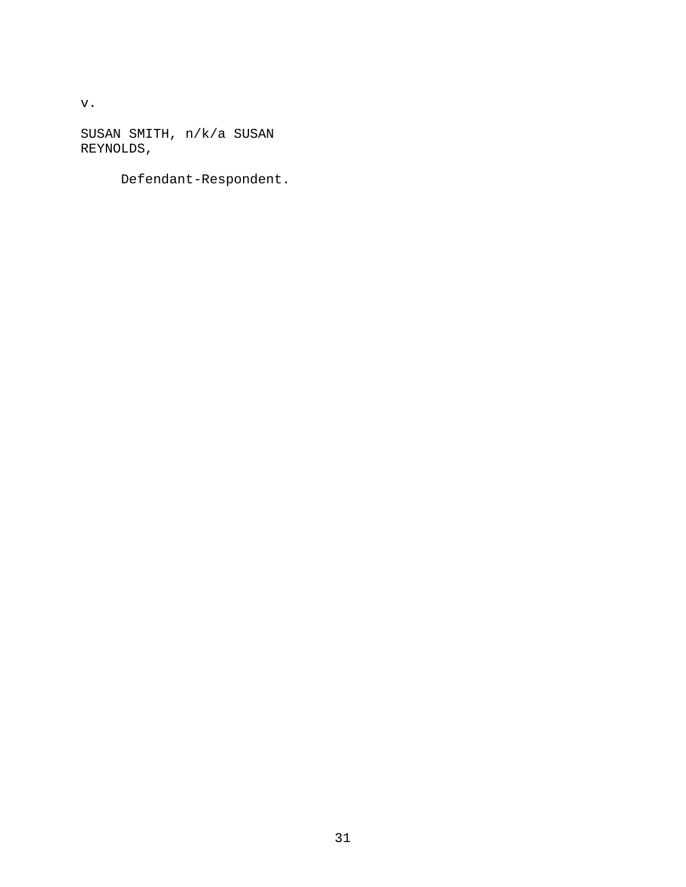v.

SUSAN SMITH, n/k/a SUSAN
REYNOLDS,

Defendant-Respondent.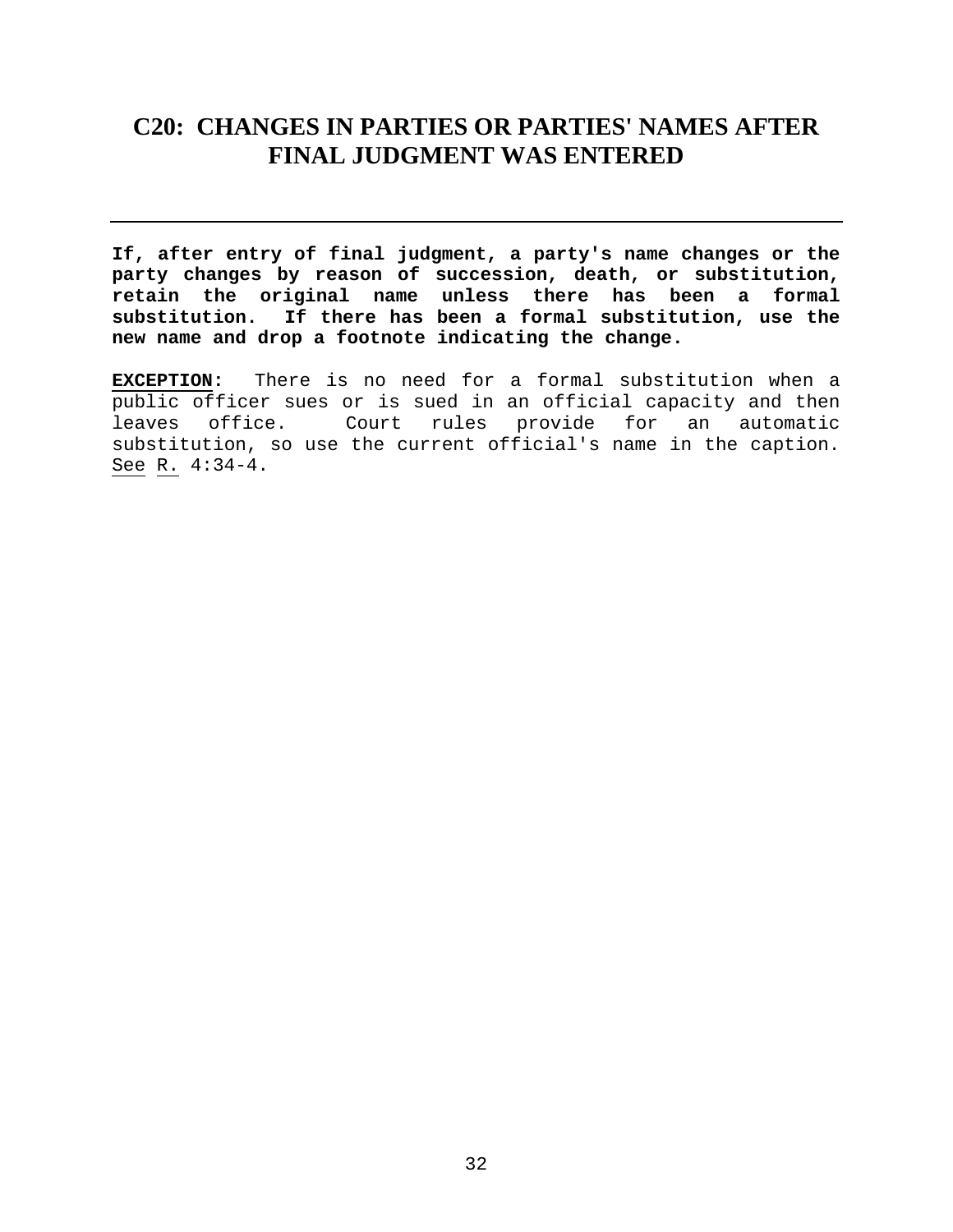# C20: CHANGES IN PARTIES OR PARTIES' NAMES AFTER FINAL JUDGMENT WAS ENTERED

---

**If, after entry of final judgment, a party's name changes or the party changes by reason of succession, death, or substitution, retain the original name unless there has been a formal substitution. If there has been a formal substitution, use the new name and drop a footnote indicating the change.**

**EXCEPTION:** There is no need for a formal substitution when a public officer sues or is sued in an official capacity and then leaves office. Court rules provide for an automatic substitution, so use the current official's name in the caption. See R. 4:34-4.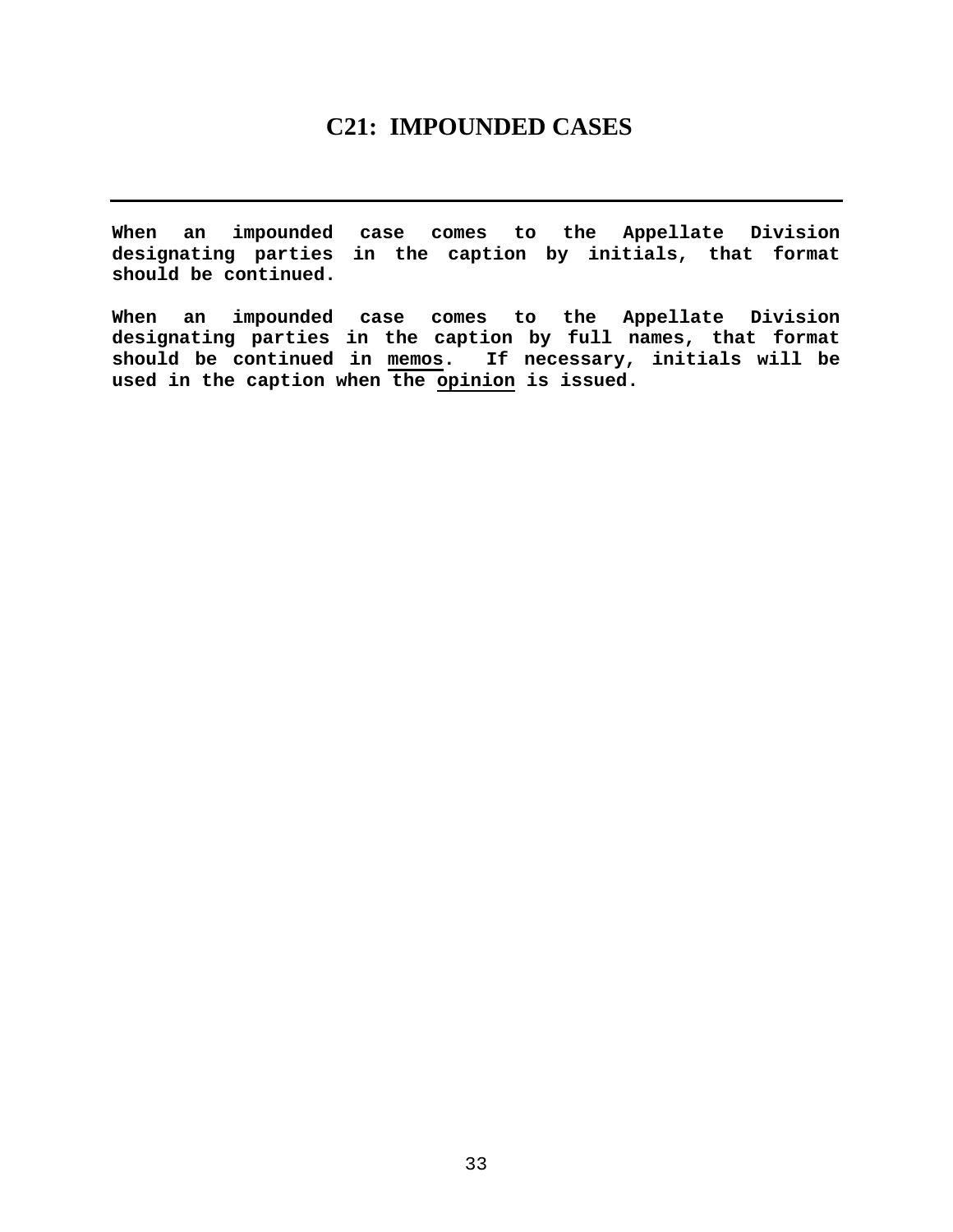# C21: IMPOUNDED CASES

---

**When an impounded case comes to the Appellate Division designating parties in the caption by initials, that format should be continued.**

**When an impounded case comes to the Appellate Division designating parties in the caption by full names, that format should be continued in <u>memos</u>. If necessary, initials will be used in the caption when the <u>opinion</u> is issued.**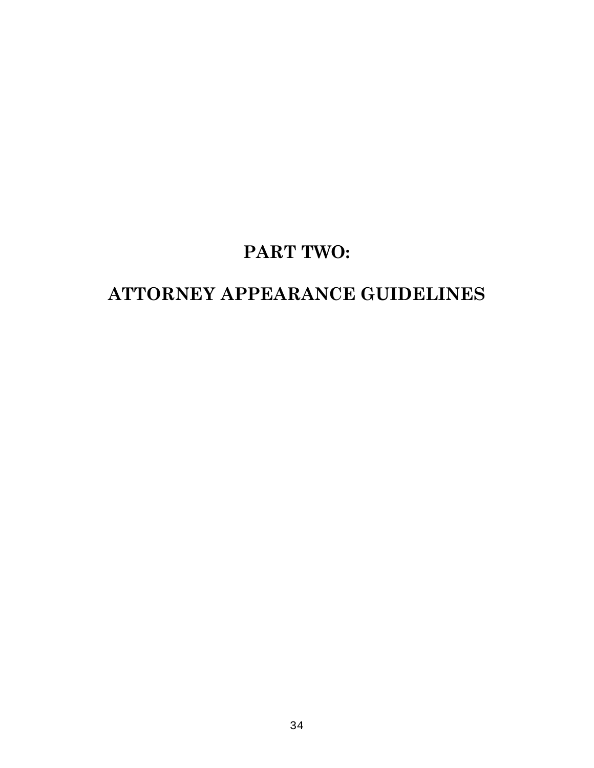# PART TWO:

# ATTORNEY APPEARANCE GUIDELINES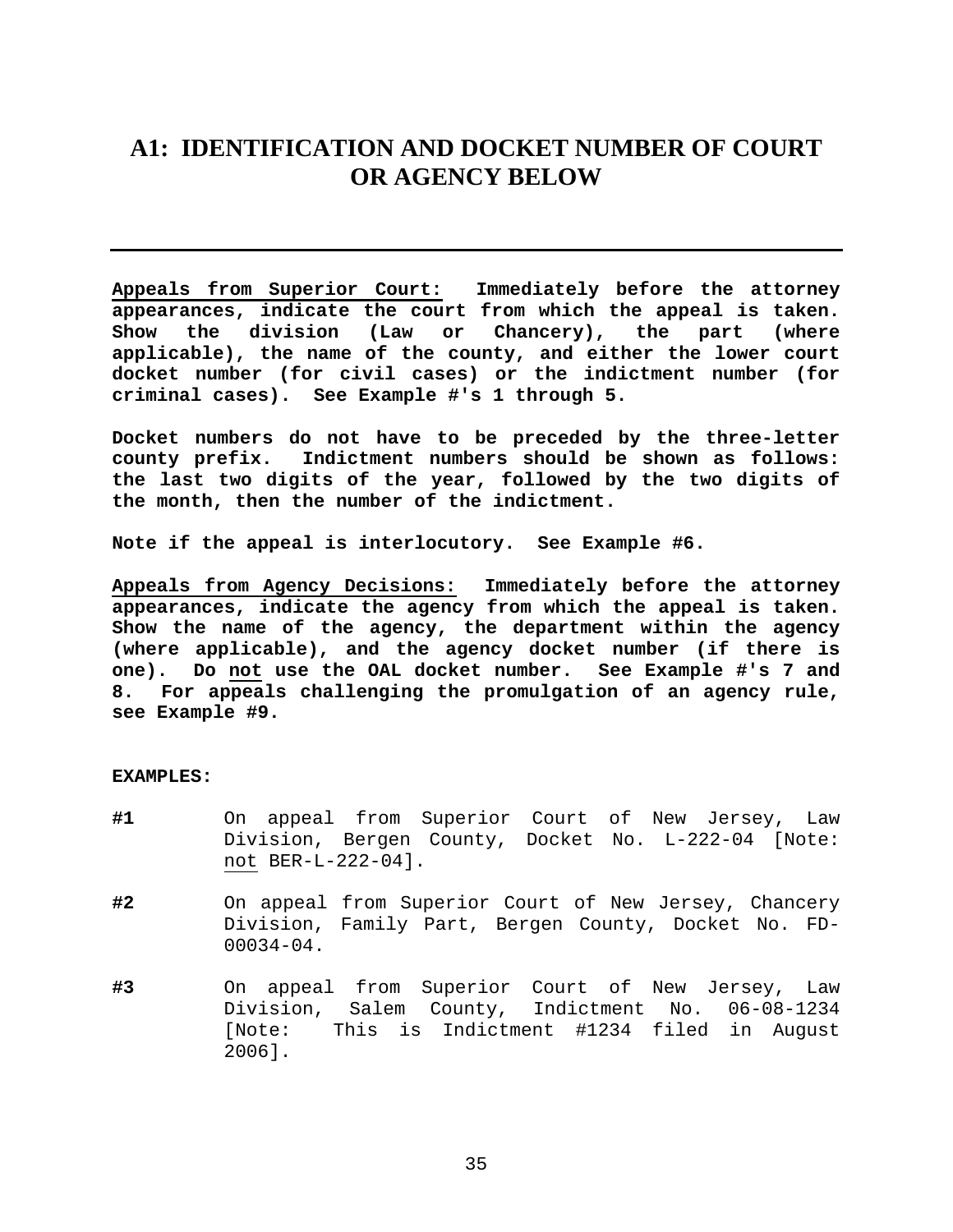# A1: IDENTIFICATION AND DOCKET NUMBER OF COURT OR AGENCY BELOW

---

**Appeals from Superior Court: Immediately before the attorney appearances, indicate the court from which the appeal is taken. Show the division (Law or Chancery), the part (where applicable), the name of the county, and either the lower court docket number (for civil cases) or the indictment number (for criminal cases). See Example #'s 1 through 5.**

**Docket numbers do not have to be preceded by the three-letter county prefix. Indictment numbers should be shown as follows: the last two digits of the year, followed by the two digits of the month, then the number of the indictment.**

**Note if the appeal is interlocutory. See Example #6.**

**Appeals from Agency Decisions: Immediately before the attorney appearances, indicate the agency from which the appeal is taken. Show the name of the agency, the department within the agency (where applicable), and the agency docket number (if there is one). Do not use the OAL docket number. See Example #'s 7 and 8. For appeals challenging the promulgation of an agency rule, see Example #9.**

**EXAMPLES:**

**#1** On appeal from Superior Court of New Jersey, Law Division, Bergen County, Docket No. L-222-04 [Note: not BER-L-222-04].

**#2** On appeal from Superior Court of New Jersey, Chancery Division, Family Part, Bergen County, Docket No. FD-00034-04.

**#3** On appeal from Superior Court of New Jersey, Law Division, Salem County, Indictment No. 06-08-1234 [Note: This is Indictment #1234 filed in August 2006].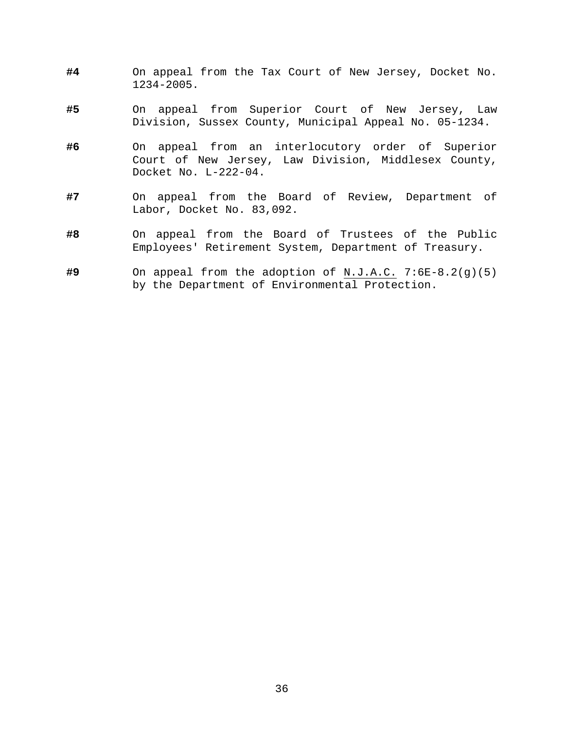**#4** On appeal from the Tax Court of New Jersey, Docket No. 1234-2005.

**#5** On appeal from Superior Court of New Jersey, Law Division, Sussex County, Municipal Appeal No. 05-1234.

**#6** On appeal from an interlocutory order of Superior Court of New Jersey, Law Division, Middlesex County, Docket No. L-222-04.

**#7** On appeal from the Board of Review, Department of Labor, Docket No. 83,092.

**#8** On appeal from the Board of Trustees of the Public Employees' Retirement System, Department of Treasury.

**#9** On appeal from the adoption of N.J.A.C. 7:6E-8.2(g)(5) by the Department of Environmental Protection.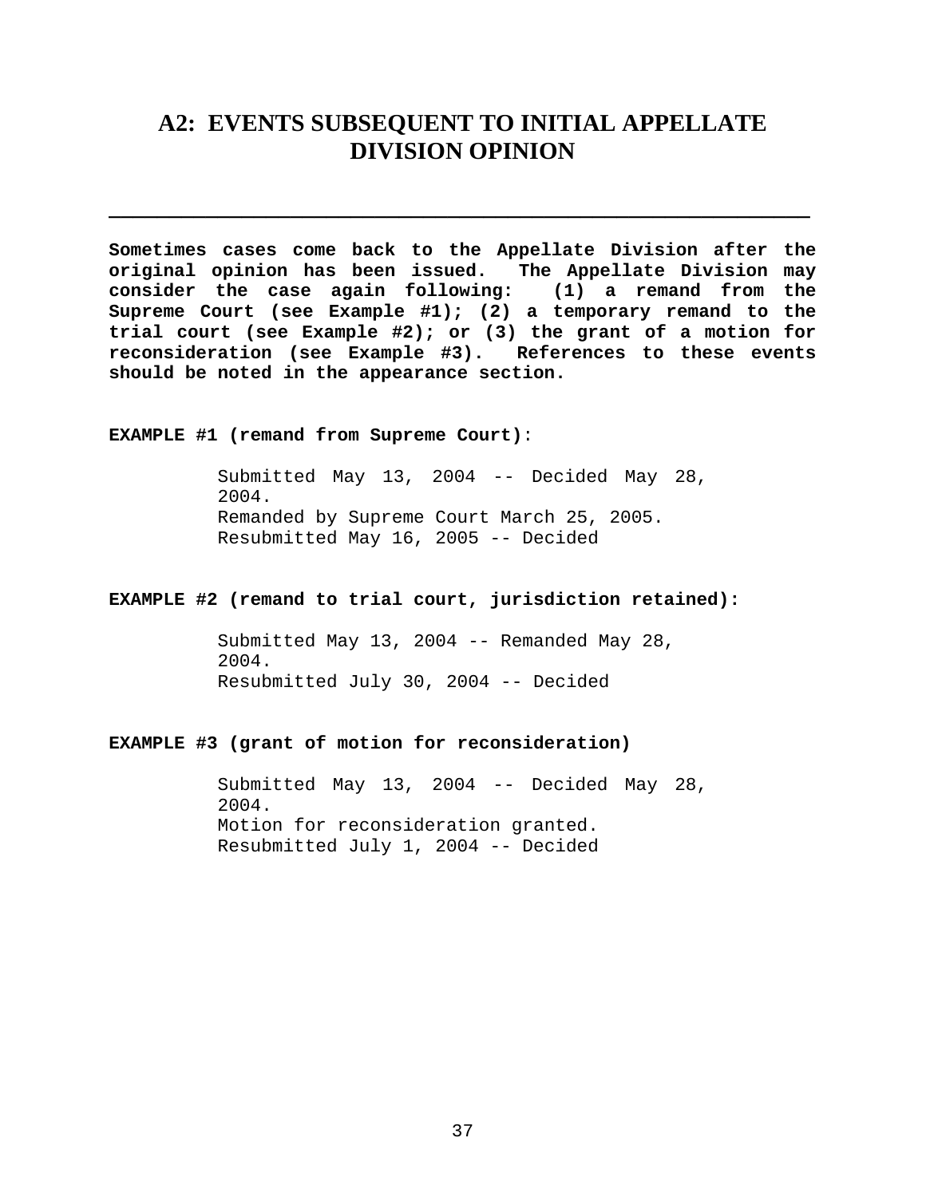# A2: EVENTS SUBSEQUENT TO INITIAL APPELLATE DIVISION OPINION

---

**Sometimes cases come back to the Appellate Division after the original opinion has been issued. The Appellate Division may consider the case again following: (1) a remand from the Supreme Court (see Example #1); (2) a temporary remand to the trial court (see Example #2); or (3) the grant of a motion for reconsideration (see Example #3). References to these events should be noted in the appearance section.**

**EXAMPLE #1 (remand from Supreme Court)**:

> Submitted May 13, 2004 -- Decided May 28, 2004.
> Remanded by Supreme Court March 25, 2005.
> Resubmitted May 16, 2005 -- Decided

**EXAMPLE #2 (remand to trial court, jurisdiction retained):**

> Submitted May 13, 2004 -- Remanded May 28, 2004.
> Resubmitted July 30, 2004 -- Decided

**EXAMPLE #3 (grant of motion for reconsideration)**

> Submitted May 13, 2004 -- Decided May 28, 2004.
> Motion for reconsideration granted.
> Resubmitted July 1, 2004 -- Decided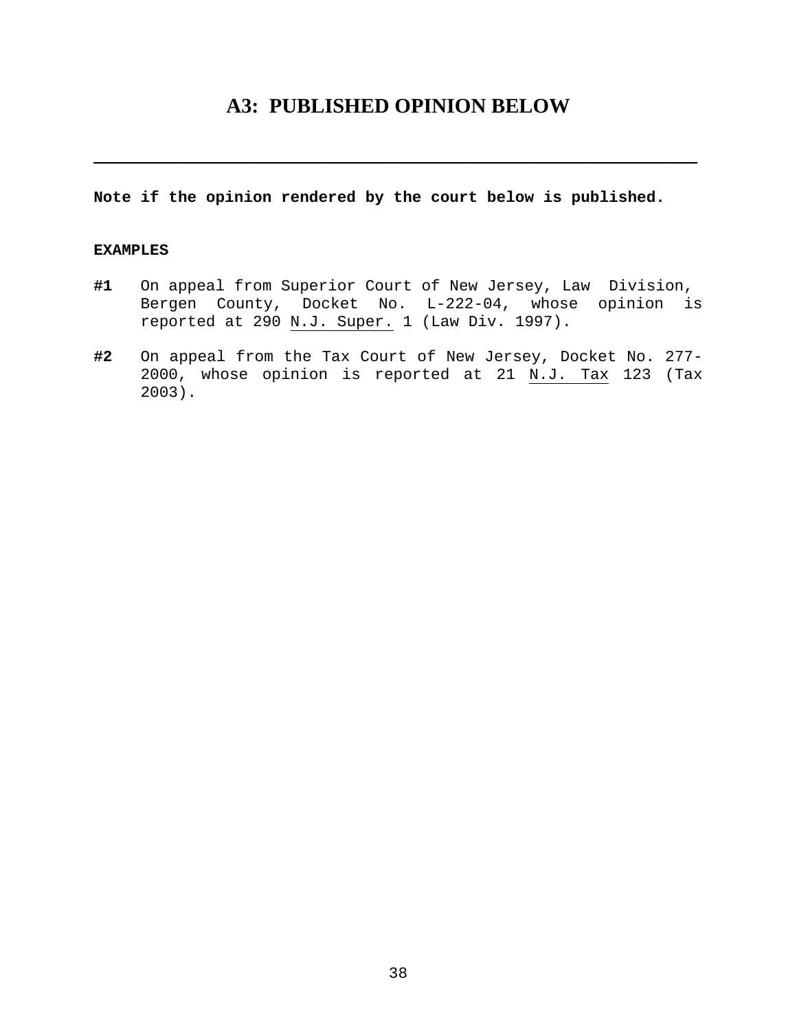# A3: PUBLISHED OPINION BELOW

---

**Note if the opinion rendered by the court below is published.**

**EXAMPLES**

**#1** On appeal from Superior Court of New Jersey, Law Division, Bergen County, Docket No. L-222-04, whose opinion is reported at 290 N.J. Super. 1 (Law Div. 1997).

**#2** On appeal from the Tax Court of New Jersey, Docket No. 277-2000, whose opinion is reported at 21 N.J. Tax 123 (Tax 2003).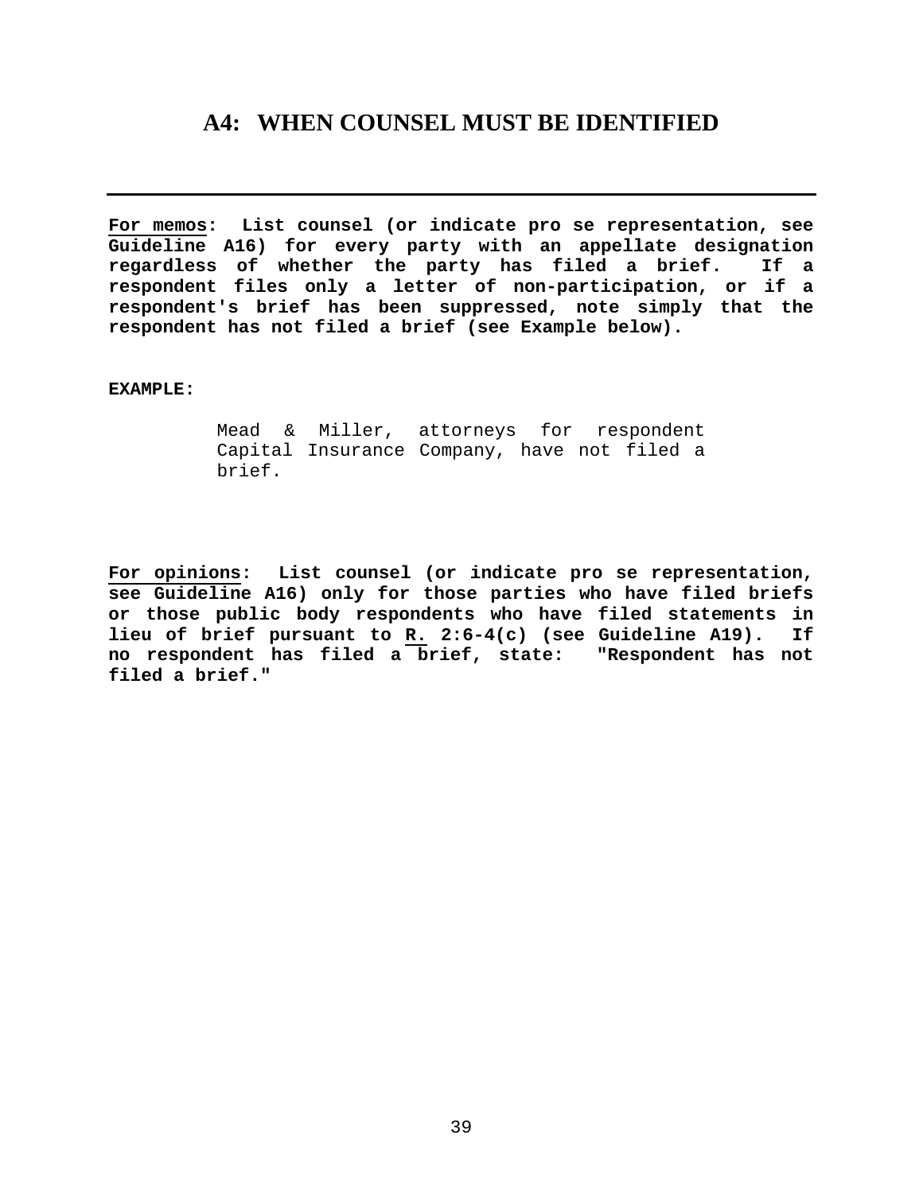## A4: WHEN COUNSEL MUST BE IDENTIFIED

---

**<u>For memos</u>: List counsel (or indicate pro se representation, see Guideline A16) for every party with an appellate designation regardless of whether the party has filed a brief. If a respondent files only a letter of non-participation, or if a respondent's brief has been suppressed, note simply that the respondent has not filed a brief (see Example below).**

**EXAMPLE:**

> Mead & Miller, attorneys for respondent Capital Insurance Company, have not filed a brief.

**<u>For opinions</u>: List counsel (or indicate pro se representation, see Guideline A16) only for those parties who have filed briefs or those public body respondents who have filed statements in lieu of brief pursuant to <u>R.</u> 2:6-4(c) (see Guideline A19). If no respondent has filed a brief, state: "Respondent has not filed a brief."**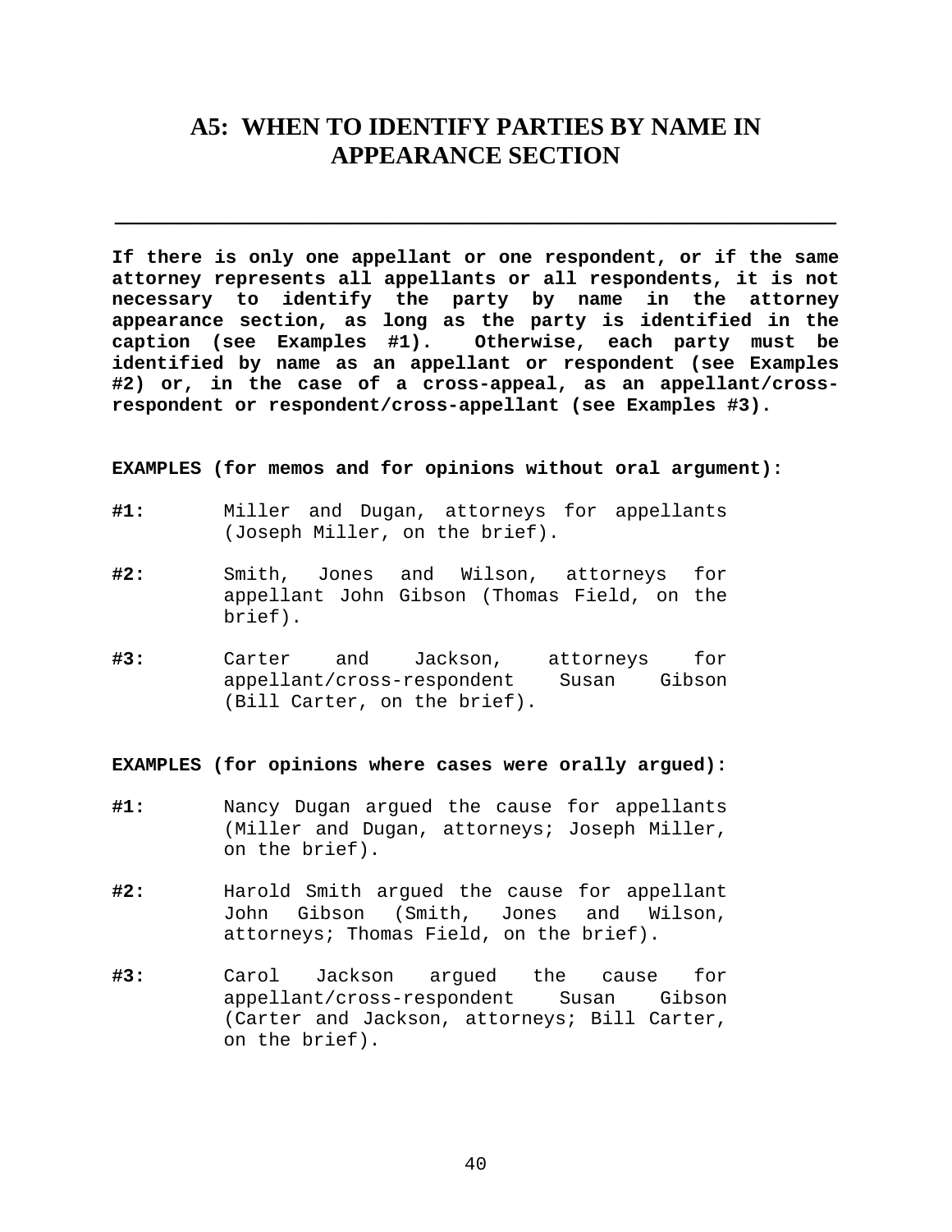# A5: WHEN TO IDENTIFY PARTIES BY NAME IN APPEARANCE SECTION

---

**If there is only one appellant or one respondent, or if the same attorney represents all appellants or all respondents, it is not necessary to identify the party by name in the attorney appearance section, as long as the party is identified in the caption (see Examples #1). Otherwise, each party must be identified by name as an appellant or respondent (see Examples #2) or, in the case of a cross-appeal, as an appellant/cross-respondent or respondent/cross-appellant (see Examples #3).**

**EXAMPLES (for memos and for opinions without oral argument):**

**#1:** Miller and Dugan, attorneys for appellants (Joseph Miller, on the brief).

**#2:** Smith, Jones and Wilson, attorneys for appellant John Gibson (Thomas Field, on the brief).

**#3:** Carter and Jackson, attorneys for appellant/cross-respondent Susan Gibson (Bill Carter, on the brief).

**EXAMPLES (for opinions where cases were orally argued):**

**#1:** Nancy Dugan argued the cause for appellants (Miller and Dugan, attorneys; Joseph Miller, on the brief).

**#2:** Harold Smith argued the cause for appellant John Gibson (Smith, Jones and Wilson, attorneys; Thomas Field, on the brief).

**#3:** Carol Jackson argued the cause for appellant/cross-respondent Susan Gibson (Carter and Jackson, attorneys; Bill Carter, on the brief).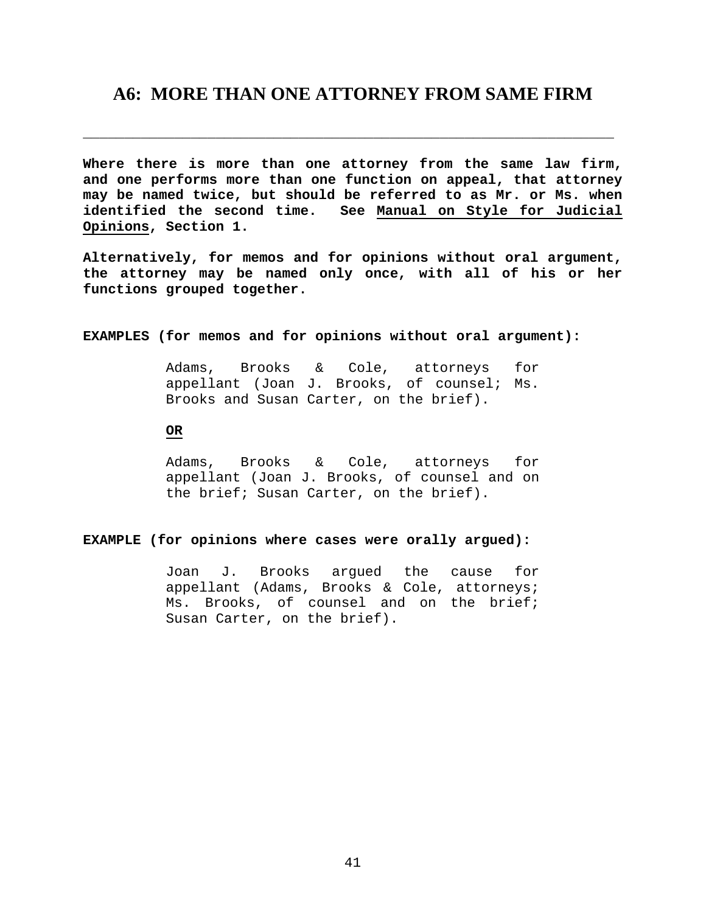## A6: MORE THAN ONE ATTORNEY FROM SAME FIRM

---

**Where there is more than one attorney from the same law firm, and one performs more than one function on appeal, that attorney may be named twice, but should be referred to as Mr. or Ms. when identified the second time. See <u>Manual on Style for Judicial Opinions</u>, Section 1.**

**Alternatively, for memos and for opinions without oral argument, the attorney may be named only once, with all of his or her functions grouped together.**

**EXAMPLES (for memos and for opinions without oral argument):**

> Adams, Brooks & Cole, attorneys for appellant (Joan J. Brooks, of counsel; Ms. Brooks and Susan Carter, on the brief).
>
> **<u>OR</u>**
>
> Adams, Brooks & Cole, attorneys for appellant (Joan J. Brooks, of counsel and on the brief; Susan Carter, on the brief).

**EXAMPLE (for opinions where cases were orally argued):**

> Joan J. Brooks argued the cause for appellant (Adams, Brooks & Cole, attorneys; Ms. Brooks, of counsel and on the brief; Susan Carter, on the brief).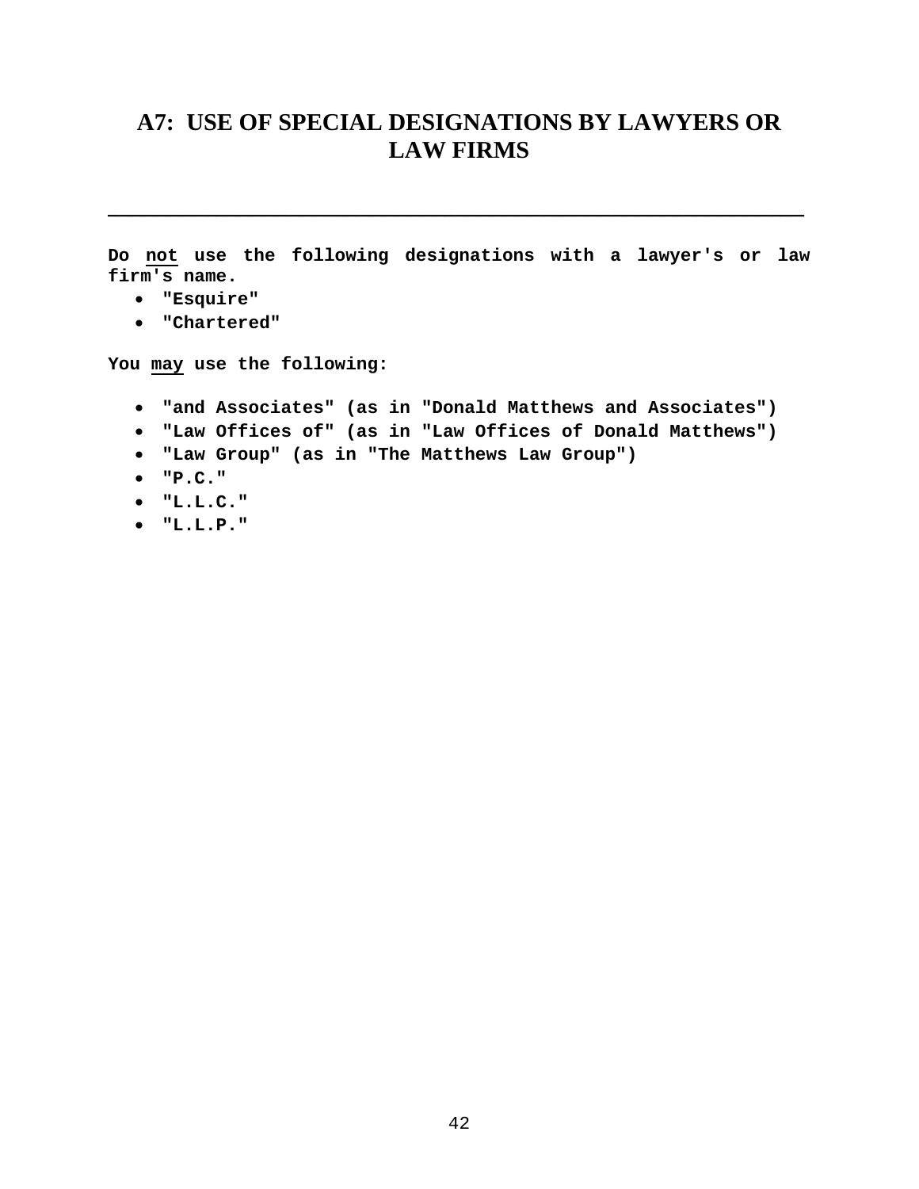# A7: USE OF SPECIAL DESIGNATIONS BY LAWYERS OR LAW FIRMS

---

**Do <u>not</u> use the following designations with a lawyer's or law firm's name.**

- **"Esquire"**
- **"Chartered"**

**You <u>may</u> use the following:**

- **"and Associates" (as in "Donald Matthews and Associates")**
- **"Law Offices of" (as in "Law Offices of Donald Matthews")**
- **"Law Group" (as in "The Matthews Law Group")**
- **"P.C."**
- **"L.L.C."**
- **"L.L.P."**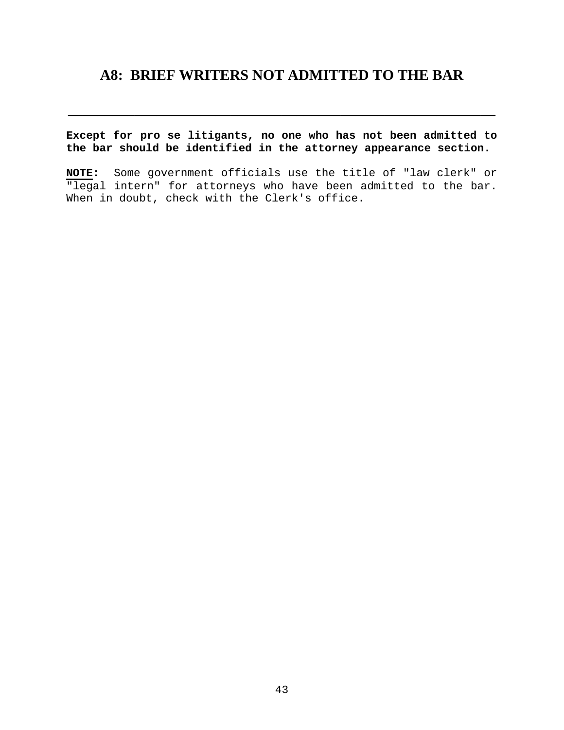# A8: BRIEF WRITERS NOT ADMITTED TO THE BAR

---

**Except for pro se litigants, no one who has not been admitted to the bar should be identified in the attorney appearance section.**

**NOTE:** Some government officials use the title of "law clerk" or "legal intern" for attorneys who have been admitted to the bar. When in doubt, check with the Clerk's office.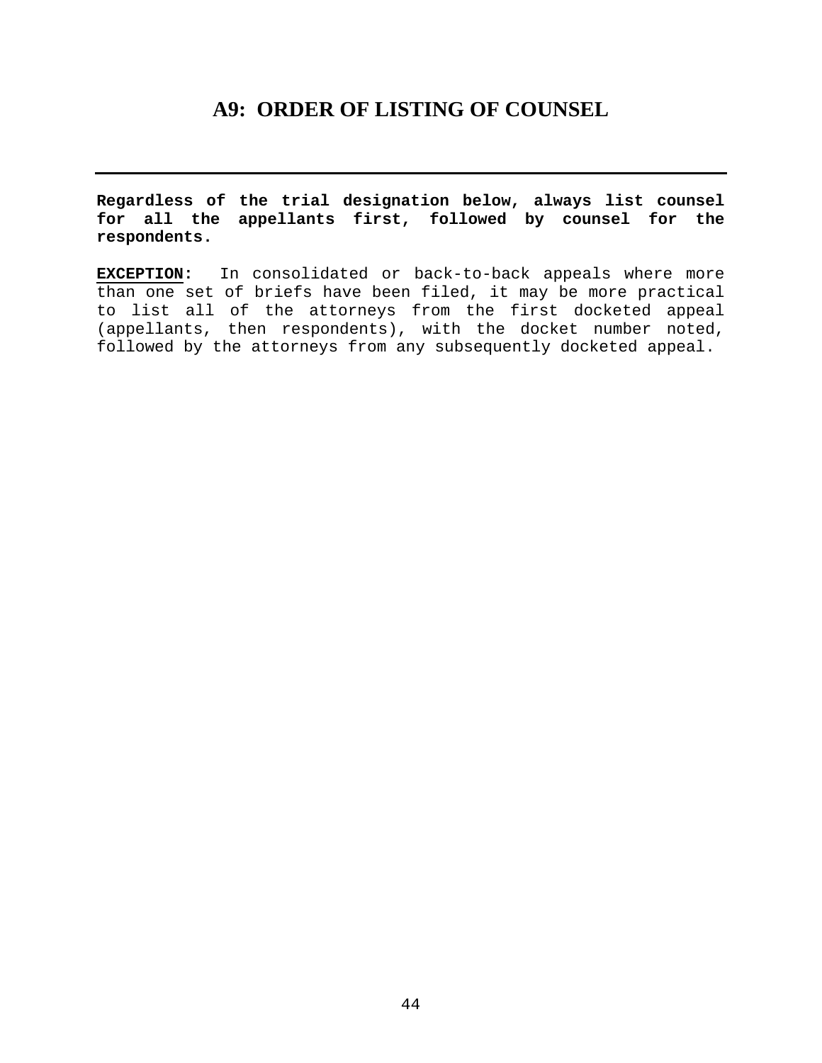# A9: ORDER OF LISTING OF COUNSEL

---

**Regardless of the trial designation below, always list counsel for all the appellants first, followed by counsel for the respondents.**

**EXCEPTION:** In consolidated or back-to-back appeals where more than one set of briefs have been filed, it may be more practical to list all of the attorneys from the first docketed appeal (appellants, then respondents), with the docket number noted, followed by the attorneys from any subsequently docketed appeal.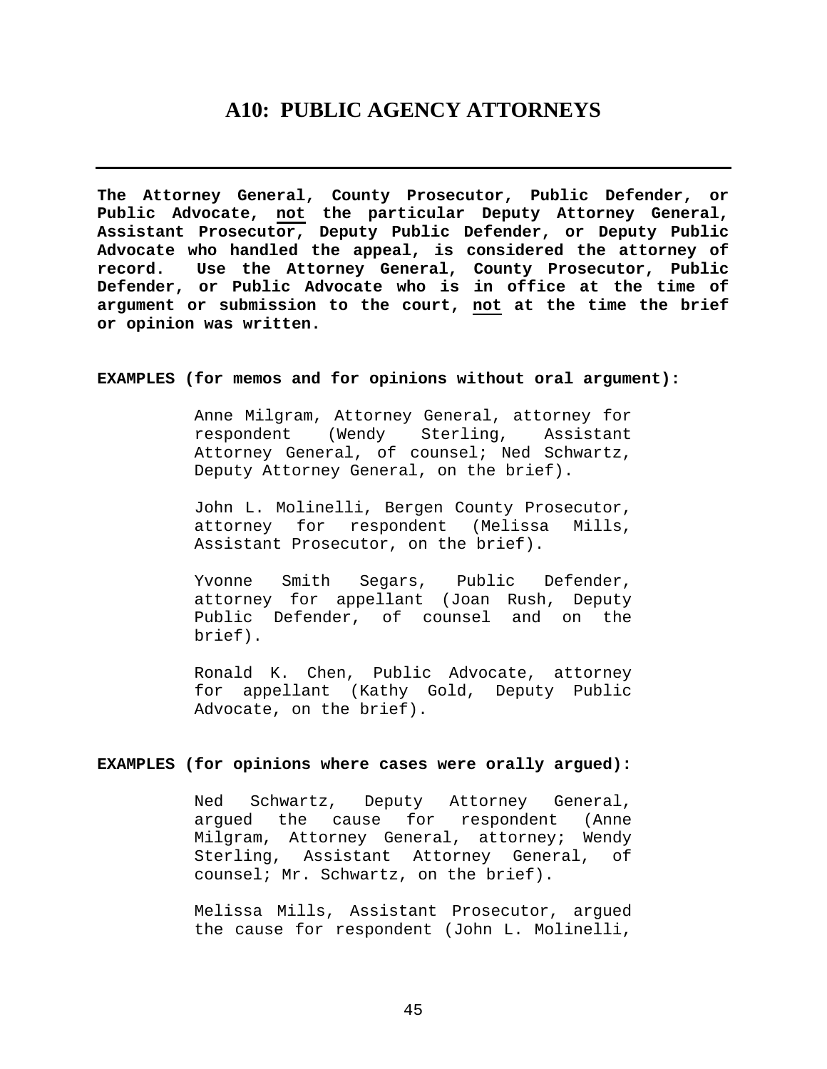# A10: PUBLIC AGENCY ATTORNEYS

---

**The Attorney General, County Prosecutor, Public Defender, or Public Advocate, <u>not</u> the particular Deputy Attorney General, Assistant Prosecutor, Deputy Public Defender, or Deputy Public Advocate who handled the appeal, is considered the attorney of record. Use the Attorney General, County Prosecutor, Public Defender, or Public Advocate who is in office at the time of argument or submission to the court, <u>not</u> at the time the brief or opinion was written.**

**EXAMPLES (for memos and for opinions without oral argument):**

> Anne Milgram, Attorney General, attorney for respondent (Wendy Sterling, Assistant Attorney General, of counsel; Ned Schwartz, Deputy Attorney General, on the brief).
>
> John L. Molinelli, Bergen County Prosecutor, attorney for respondent (Melissa Mills, Assistant Prosecutor, on the brief).
>
> Yvonne Smith Segars, Public Defender, attorney for appellant (Joan Rush, Deputy Public Defender, of counsel and on the brief).
>
> Ronald K. Chen, Public Advocate, attorney for appellant (Kathy Gold, Deputy Public Advocate, on the brief).

**EXAMPLES (for opinions where cases were orally argued):**

> Ned Schwartz, Deputy Attorney General, argued the cause for respondent (Anne Milgram, Attorney General, attorney; Wendy Sterling, Assistant Attorney General, of counsel; Mr. Schwartz, on the brief).
>
> Melissa Mills, Assistant Prosecutor, argued the cause for respondent (John L. Molinelli,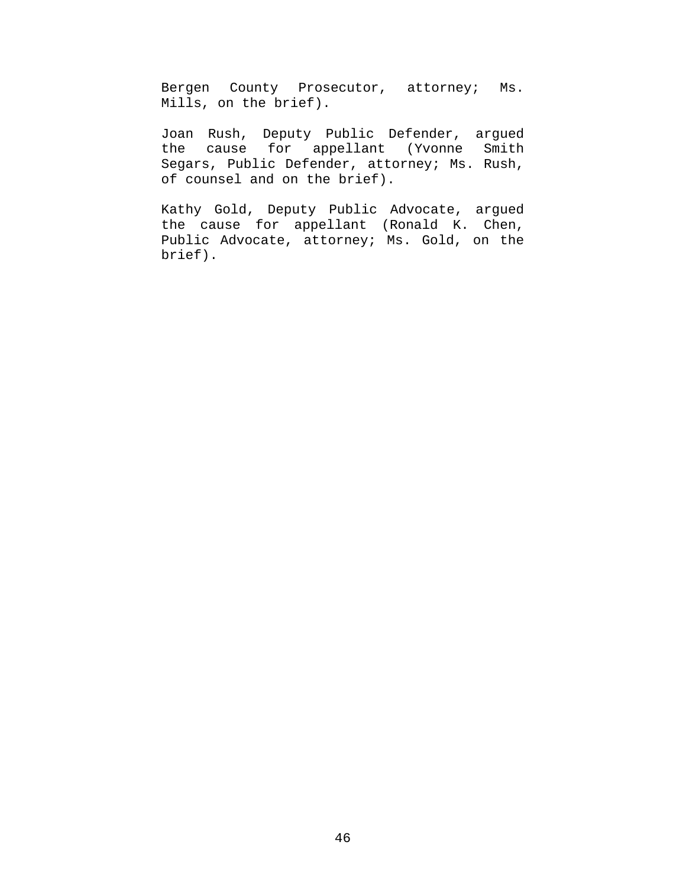Bergen County Prosecutor, attorney; Ms. Mills, on the brief).

Joan Rush, Deputy Public Defender, argued the cause for appellant (Yvonne Smith Segars, Public Defender, attorney; Ms. Rush, of counsel and on the brief).

Kathy Gold, Deputy Public Advocate, argued the cause for appellant (Ronald K. Chen, Public Advocate, attorney; Ms. Gold, on the brief).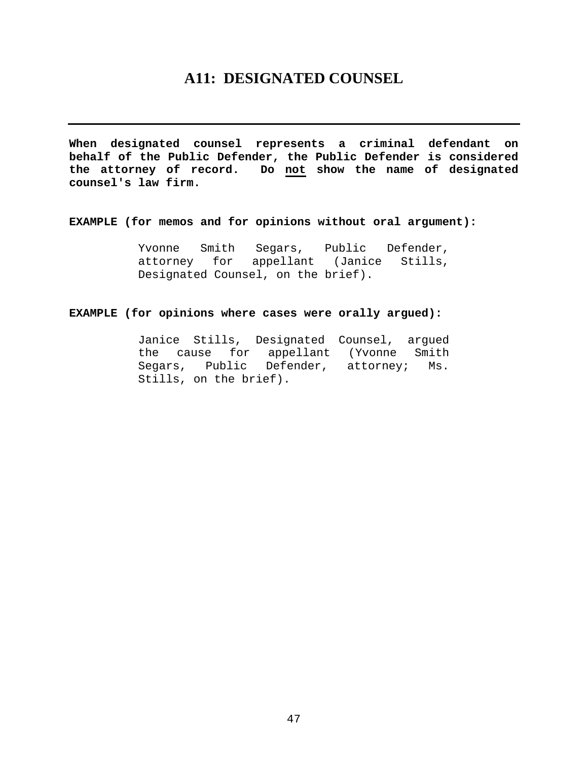# A11: DESIGNATED COUNSEL

---

**When designated counsel represents a criminal defendant on behalf of the Public Defender, the Public Defender is considered the attorney of record. Do <u>not</u> show the name of designated counsel's law firm.**

**EXAMPLE (for memos and for opinions without oral argument):**

> Yvonne Smith Segars, Public Defender, attorney for appellant (Janice Stills, Designated Counsel, on the brief).

**EXAMPLE (for opinions where cases were orally argued):**

> Janice Stills, Designated Counsel, argued the cause for appellant (Yvonne Smith Segars, Public Defender, attorney; Ms. Stills, on the brief).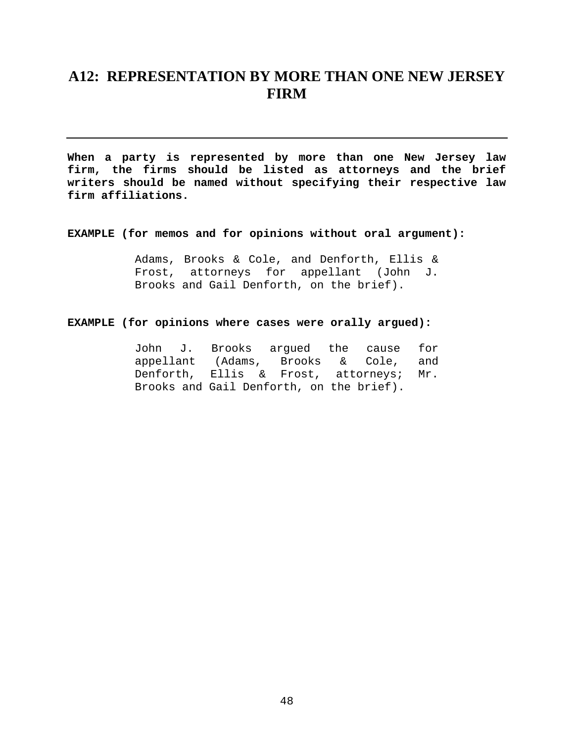# A12: REPRESENTATION BY MORE THAN ONE NEW JERSEY FIRM

---

**When a party is represented by more than one New Jersey law firm, the firms should be listed as attorneys and the brief writers should be named without specifying their respective law firm affiliations.**

**EXAMPLE (for memos and for opinions without oral argument):**

> Adams, Brooks & Cole, and Denforth, Ellis & Frost, attorneys for appellant (John J. Brooks and Gail Denforth, on the brief).

**EXAMPLE (for opinions where cases were orally argued):**

> John J. Brooks argued the cause for appellant (Adams, Brooks & Cole, and Denforth, Ellis & Frost, attorneys; Mr. Brooks and Gail Denforth, on the brief).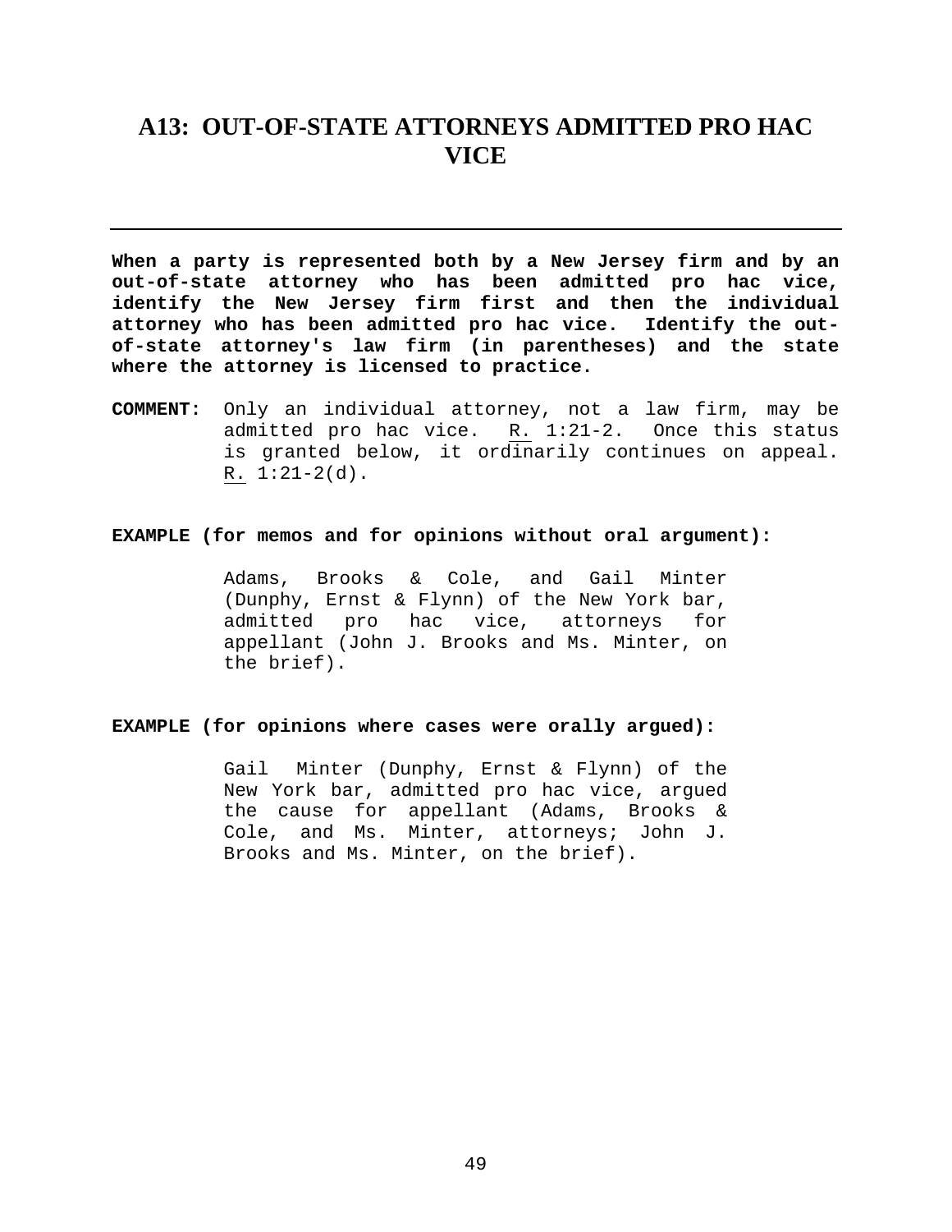# A13: OUT-OF-STATE ATTORNEYS ADMITTED PRO HAC VICE

---

**When a party is represented both by a New Jersey firm and by an out-of-state attorney who has been admitted pro hac vice, identify the New Jersey firm first and then the individual attorney who has been admitted pro hac vice. Identify the out-of-state attorney's law firm (in parentheses) and the state where the attorney is licensed to practice.**

**COMMENT:** Only an individual attorney, not a law firm, may be admitted pro hac vice. R. 1:21-2. Once this status is granted below, it ordinarily continues on appeal. R. 1:21-2(d).

**EXAMPLE (for memos and for opinions without oral argument):**

> Adams, Brooks & Cole, and Gail Minter (Dunphy, Ernst & Flynn) of the New York bar, admitted pro hac vice, attorneys for appellant (John J. Brooks and Ms. Minter, on the brief).

**EXAMPLE (for opinions where cases were orally argued):**

> Gail Minter (Dunphy, Ernst & Flynn) of the New York bar, admitted pro hac vice, argued the cause for appellant (Adams, Brooks & Cole, and Ms. Minter, attorneys; John J. Brooks and Ms. Minter, on the brief).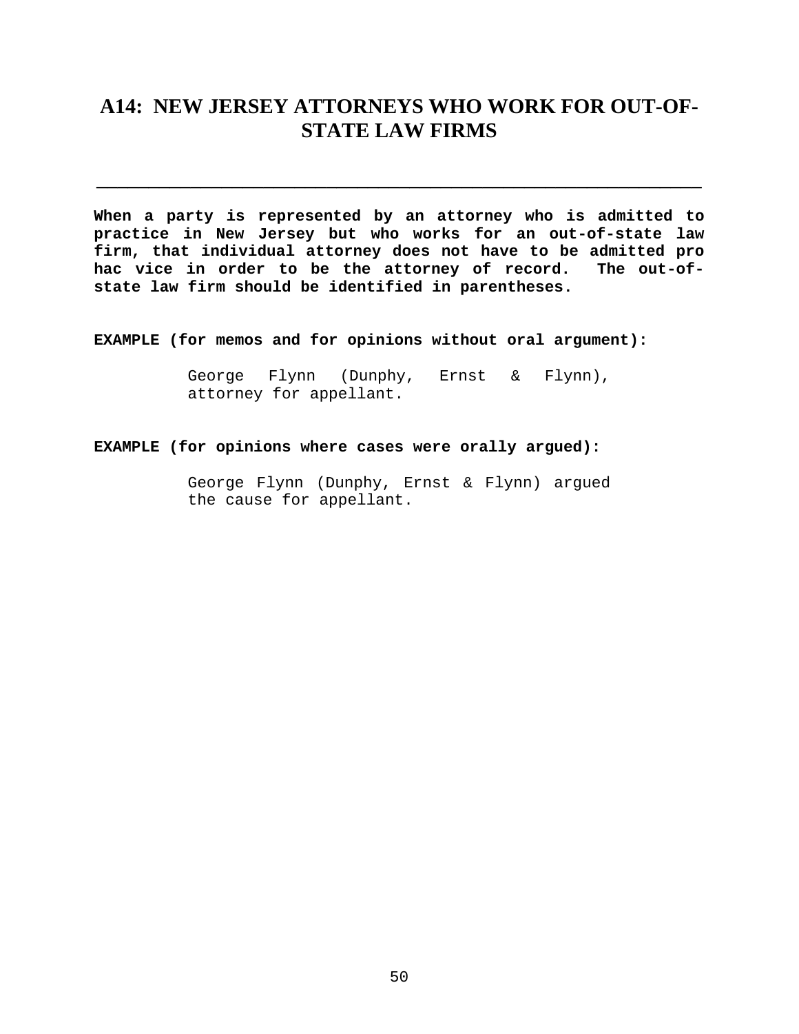# A14: NEW JERSEY ATTORNEYS WHO WORK FOR OUT-OF-STATE LAW FIRMS

---

**When a party is represented by an attorney who is admitted to practice in New Jersey but who works for an out-of-state law firm, that individual attorney does not have to be admitted pro hac vice in order to be the attorney of record. The out-of-state law firm should be identified in parentheses.**

**EXAMPLE (for memos and for opinions without oral argument):**

> George Flynn (Dunphy, Ernst & Flynn), attorney for appellant.

**EXAMPLE (for opinions where cases were orally argued):**

> George Flynn (Dunphy, Ernst & Flynn) argued the cause for appellant.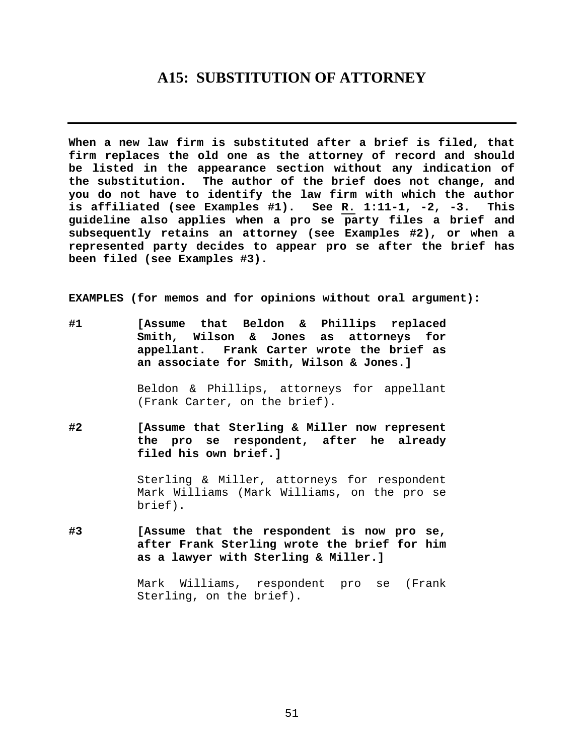# A15: SUBSTITUTION OF ATTORNEY

---

**When a new law firm is substituted after a brief is filed, that firm replaces the old one as the attorney of record and should be listed in the appearance section without any indication of the substitution. The author of the brief does not change, and you do not have to identify the law firm with which the author is affiliated (see Examples #1). See R. 1:11-1, -2, -3. This guideline also applies when a pro se party files a brief and subsequently retains an attorney (see Examples #2), or when a represented party decides to appear pro se after the brief has been filed (see Examples #3).**

**EXAMPLES (for memos and for opinions without oral argument):**

**#1** **[Assume that Beldon & Phillips replaced Smith, Wilson & Jones as attorneys for appellant. Frank Carter wrote the brief as an associate for Smith, Wilson & Jones.]**

Beldon & Phillips, attorneys for appellant (Frank Carter, on the brief).

**#2** **[Assume that Sterling & Miller now represent the pro se respondent, after he already filed his own brief.]**

Sterling & Miller, attorneys for respondent Mark Williams (Mark Williams, on the pro se brief).

**#3** **[Assume that the respondent is now pro se, after Frank Sterling wrote the brief for him as a lawyer with Sterling & Miller.]**

Mark Williams, respondent pro se (Frank Sterling, on the brief).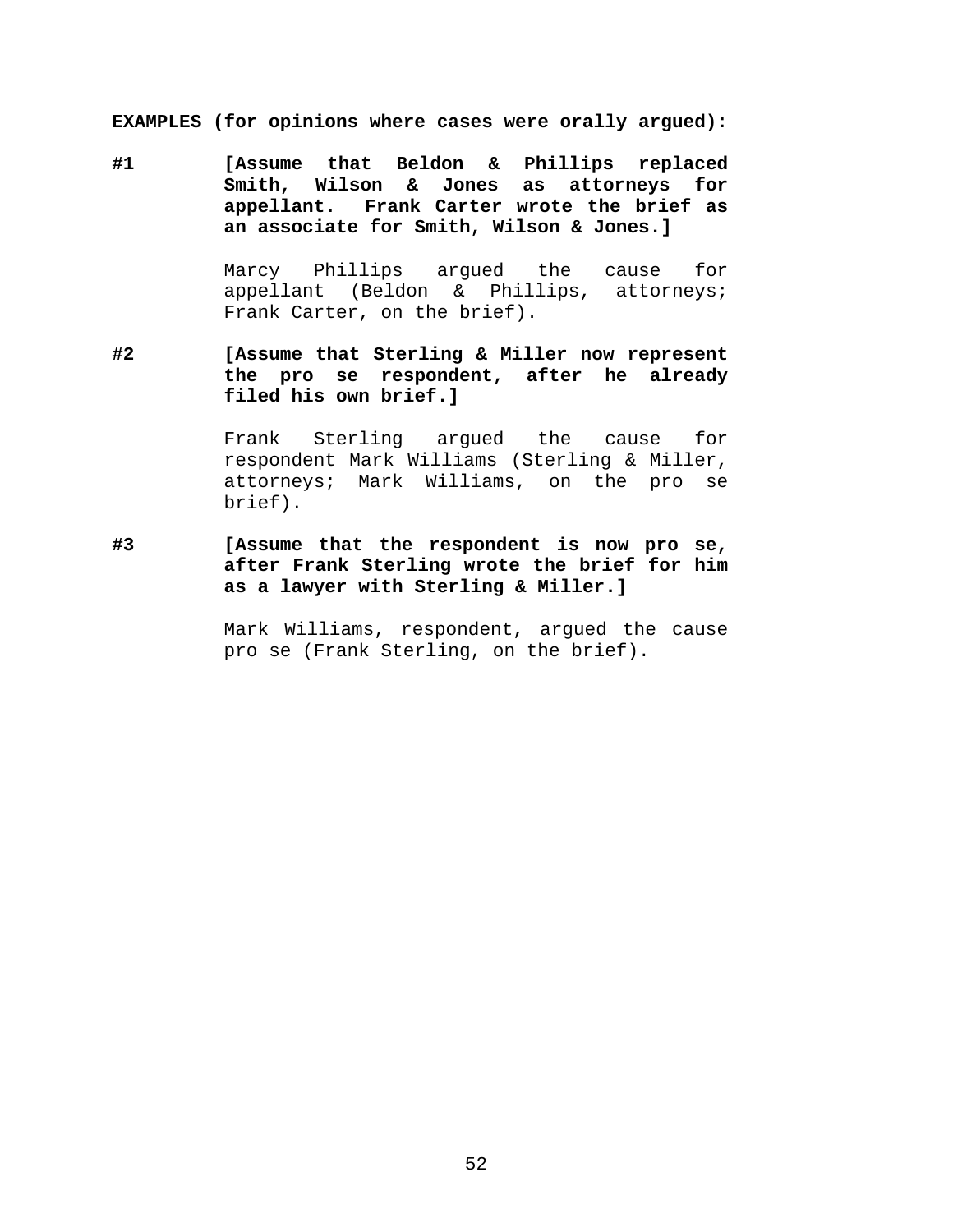**EXAMPLES (for opinions where cases were orally argued)**:

**#1** **[Assume that Beldon & Phillips replaced Smith, Wilson & Jones as attorneys for appellant. Frank Carter wrote the brief as an associate for Smith, Wilson & Jones.]**

Marcy Phillips argued the cause for appellant (Beldon & Phillips, attorneys; Frank Carter, on the brief).

**#2** **[Assume that Sterling & Miller now represent the pro se respondent, after he already filed his own brief.]**

Frank Sterling argued the cause for respondent Mark Williams (Sterling & Miller, attorneys; Mark Williams, on the pro se brief).

**#3** **[Assume that the respondent is now pro se, after Frank Sterling wrote the brief for him as a lawyer with Sterling & Miller.]**

Mark Williams, respondent, argued the cause pro se (Frank Sterling, on the brief).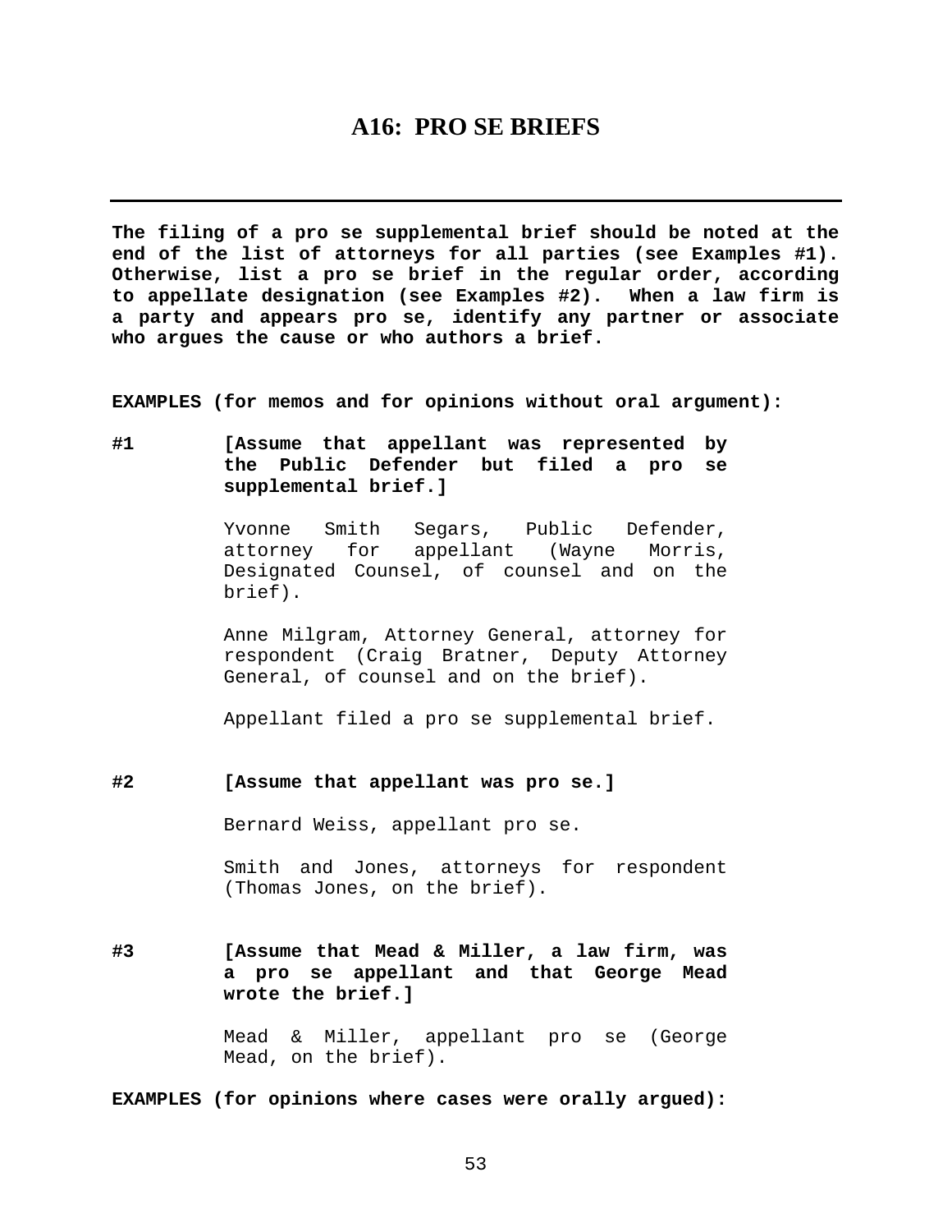# A16: PRO SE BRIEFS

---

**The filing of a pro se supplemental brief should be noted at the end of the list of attorneys for all parties (see Examples #1). Otherwise, list a pro se brief in the regular order, according to appellate designation (see Examples #2). When a law firm is a party and appears pro se, identify any partner or associate who argues the cause or who authors a brief.**

**EXAMPLES (for memos and for opinions without oral argument):**

**#1** **[Assume that appellant was represented by the Public Defender but filed a pro se supplemental brief.]**

Yvonne Smith Segars, Public Defender, attorney for appellant (Wayne Morris, Designated Counsel, of counsel and on the brief).

Anne Milgram, Attorney General, attorney for respondent (Craig Bratner, Deputy Attorney General, of counsel and on the brief).

Appellant filed a pro se supplemental brief.

**#2** **[Assume that appellant was pro se.]**

Bernard Weiss, appellant pro se.

Smith and Jones, attorneys for respondent (Thomas Jones, on the brief).

**#3** **[Assume that Mead & Miller, a law firm, was a pro se appellant and that George Mead wrote the brief.]**

Mead & Miller, appellant pro se (George Mead, on the brief).

**EXAMPLES (for opinions where cases were orally argued):**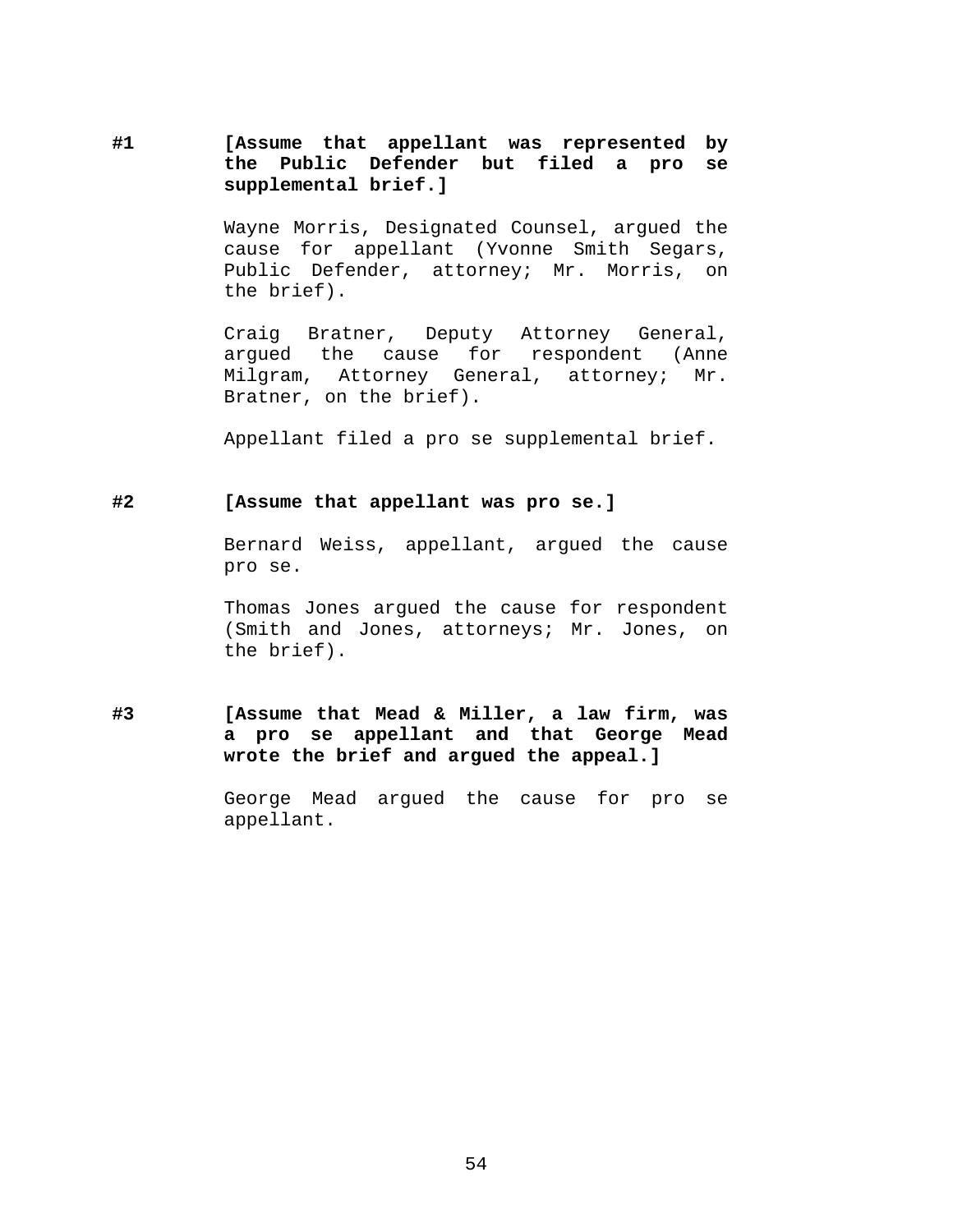**#1** **[Assume that appellant was represented by the Public Defender but filed a pro se supplemental brief.]**

Wayne Morris, Designated Counsel, argued the cause for appellant (Yvonne Smith Segars, Public Defender, attorney; Mr. Morris, on the brief).

Craig Bratner, Deputy Attorney General, argued the cause for respondent (Anne Milgram, Attorney General, attorney; Mr. Bratner, on the brief).

Appellant filed a pro se supplemental brief.

**#2** **[Assume that appellant was pro se.]**

Bernard Weiss, appellant, argued the cause pro se.

Thomas Jones argued the cause for respondent (Smith and Jones, attorneys; Mr. Jones, on the brief).

**#3** **[Assume that Mead & Miller, a law firm, was a pro se appellant and that George Mead wrote the brief and argued the appeal.]**

George Mead argued the cause for pro se appellant.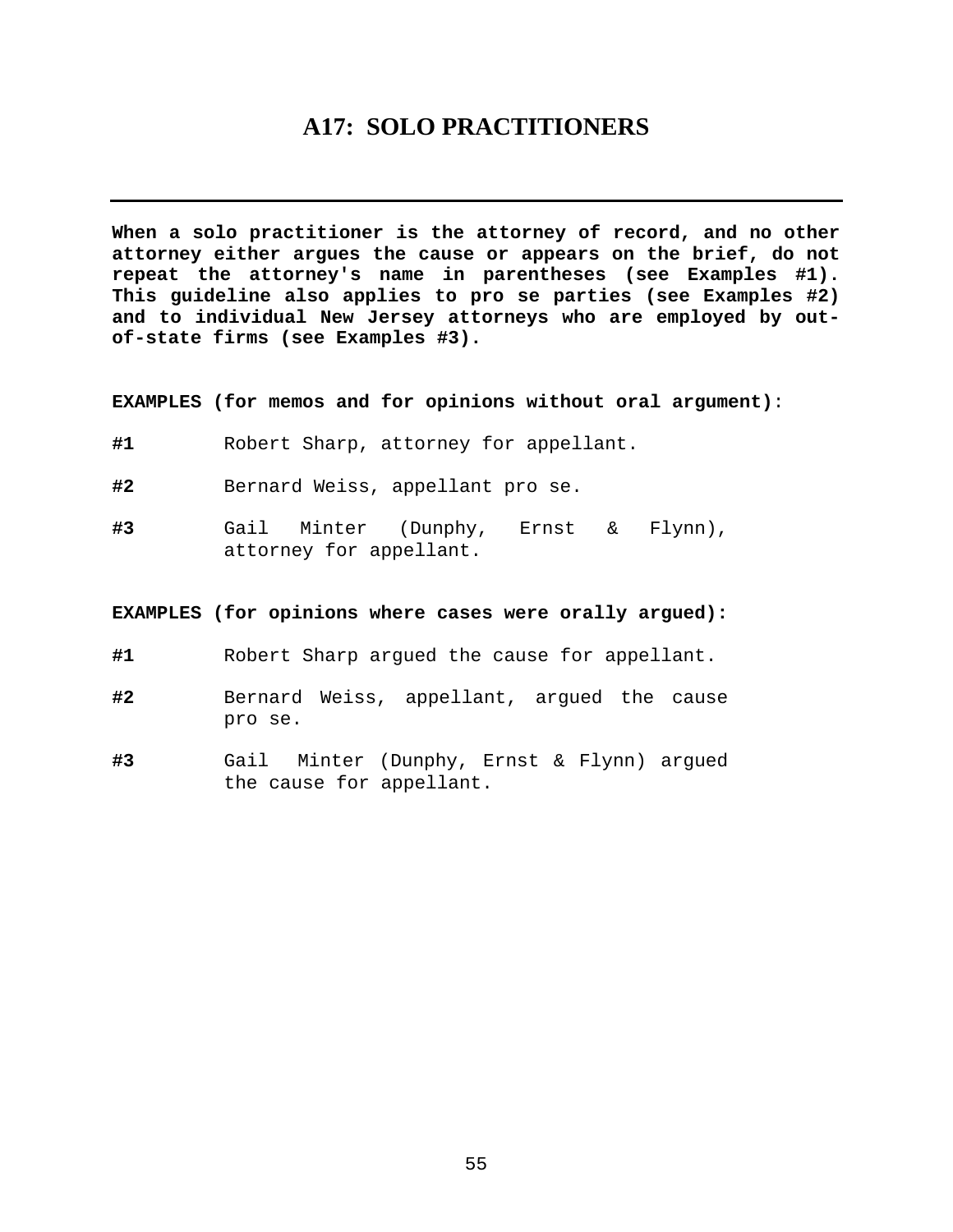# A17: SOLO PRACTITIONERS

---

**When a solo practitioner is the attorney of record, and no other attorney either argues the cause or appears on the brief, do not repeat the attorney's name in parentheses (see Examples #1). This guideline also applies to pro se parties (see Examples #2) and to individual New Jersey attorneys who are employed by out-of-state firms (see Examples #3).**

**EXAMPLES (for memos and for opinions without oral argument)**:

**#1** Robert Sharp, attorney for appellant.

**#2** Bernard Weiss, appellant pro se.

**#3** Gail Minter (Dunphy, Ernst & Flynn), attorney for appellant.

**EXAMPLES (for opinions where cases were orally argued):**

**#1** Robert Sharp argued the cause for appellant.

**#2** Bernard Weiss, appellant, argued the cause pro se.

**#3** Gail Minter (Dunphy, Ernst & Flynn) argued the cause for appellant.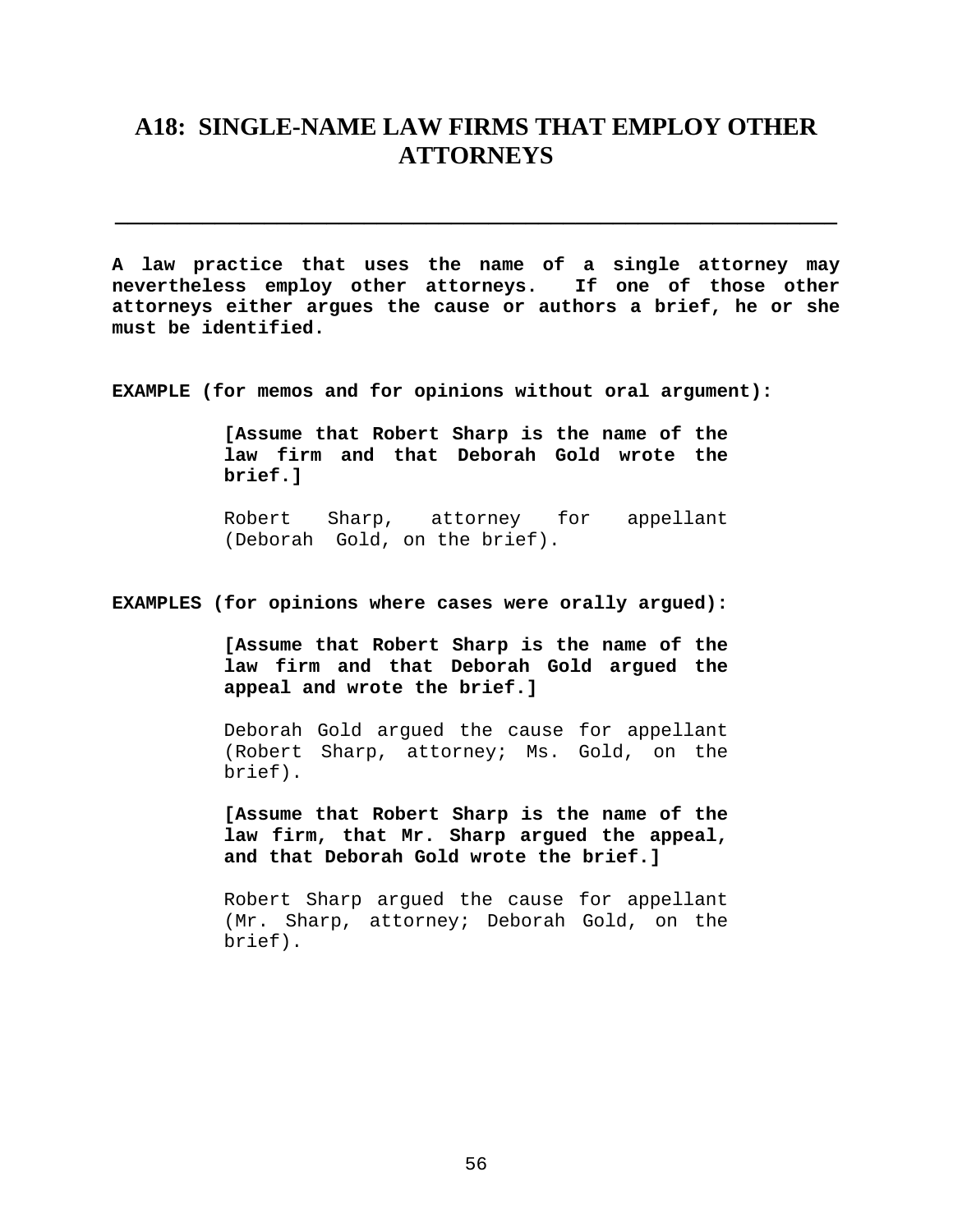# A18: SINGLE-NAME LAW FIRMS THAT EMPLOY OTHER ATTORNEYS

---

**A law practice that uses the name of a single attorney may nevertheless employ other attorneys. If one of those other attorneys either argues the cause or authors a brief, he or she must be identified.**

**EXAMPLE (for memos and for opinions without oral argument):**

> **[Assume that Robert Sharp is the name of the law firm and that Deborah Gold wrote the brief.]**
>
> Robert Sharp, attorney for appellant (Deborah Gold, on the brief).

**EXAMPLES (for opinions where cases were orally argued):**

> **[Assume that Robert Sharp is the name of the law firm and that Deborah Gold argued the appeal and wrote the brief.]**
>
> Deborah Gold argued the cause for appellant (Robert Sharp, attorney; Ms. Gold, on the brief).
>
> **[Assume that Robert Sharp is the name of the law firm, that Mr. Sharp argued the appeal, and that Deborah Gold wrote the brief.]**
>
> Robert Sharp argued the cause for appellant (Mr. Sharp, attorney; Deborah Gold, on the brief).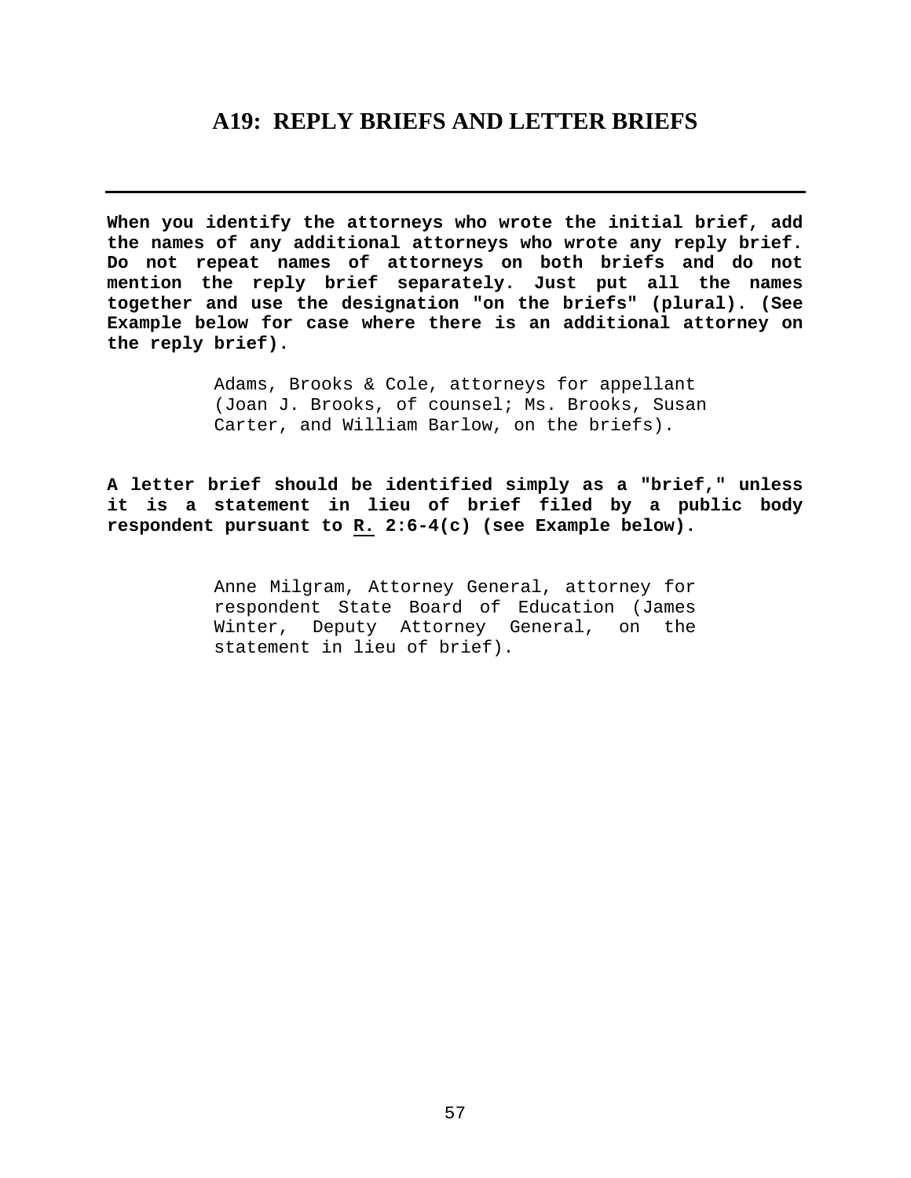# A19: REPLY BRIEFS AND LETTER BRIEFS

---

**When you identify the attorneys who wrote the initial brief, add the names of any additional attorneys who wrote any reply brief. Do not repeat names of attorneys on both briefs and do not mention the reply brief separately. Just put all the names together and use the designation "on the briefs" (plural). (See Example below for case where there is an additional attorney on the reply brief).**

> Adams, Brooks & Cole, attorneys for appellant (Joan J. Brooks, of counsel; Ms. Brooks, Susan Carter, and William Barlow, on the briefs).

**A letter brief should be identified simply as a "brief," unless it is a statement in lieu of brief filed by a public body respondent pursuant to R. 2:6-4(c) (see Example below).**

> Anne Milgram, Attorney General, attorney for respondent State Board of Education (James Winter, Deputy Attorney General, on the statement in lieu of brief).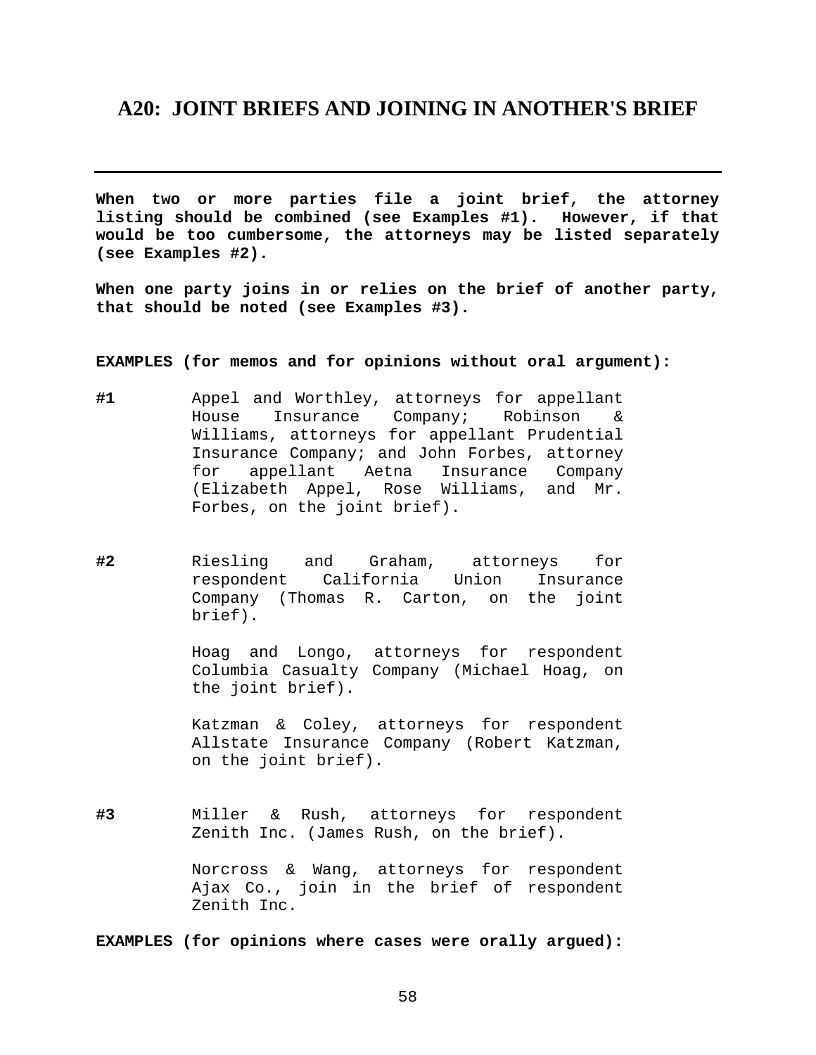## A20: JOINT BRIEFS AND JOINING IN ANOTHER'S BRIEF

---

**When two or more parties file a joint brief, the attorney listing should be combined (see Examples #1). However, if that would be too cumbersome, the attorneys may be listed separately (see Examples #2).**

**When one party joins in or relies on the brief of another party, that should be noted (see Examples #3).**

**EXAMPLES (for memos and for opinions without oral argument):**

**#1** Appel and Worthley, attorneys for appellant House Insurance Company; Robinson & Williams, attorneys for appellant Prudential Insurance Company; and John Forbes, attorney for appellant Aetna Insurance Company (Elizabeth Appel, Rose Williams, and Mr. Forbes, on the joint brief).

**#2** Riesling and Graham, attorneys for respondent California Union Insurance Company (Thomas R. Carton, on the joint brief).

Hoag and Longo, attorneys for respondent Columbia Casualty Company (Michael Hoag, on the joint brief).

Katzman & Coley, attorneys for respondent Allstate Insurance Company (Robert Katzman, on the joint brief).

**#3** Miller & Rush, attorneys for respondent Zenith Inc. (James Rush, on the brief).

Norcross & Wang, attorneys for respondent Ajax Co., join in the brief of respondent Zenith Inc.

**EXAMPLES (for opinions where cases were orally argued):**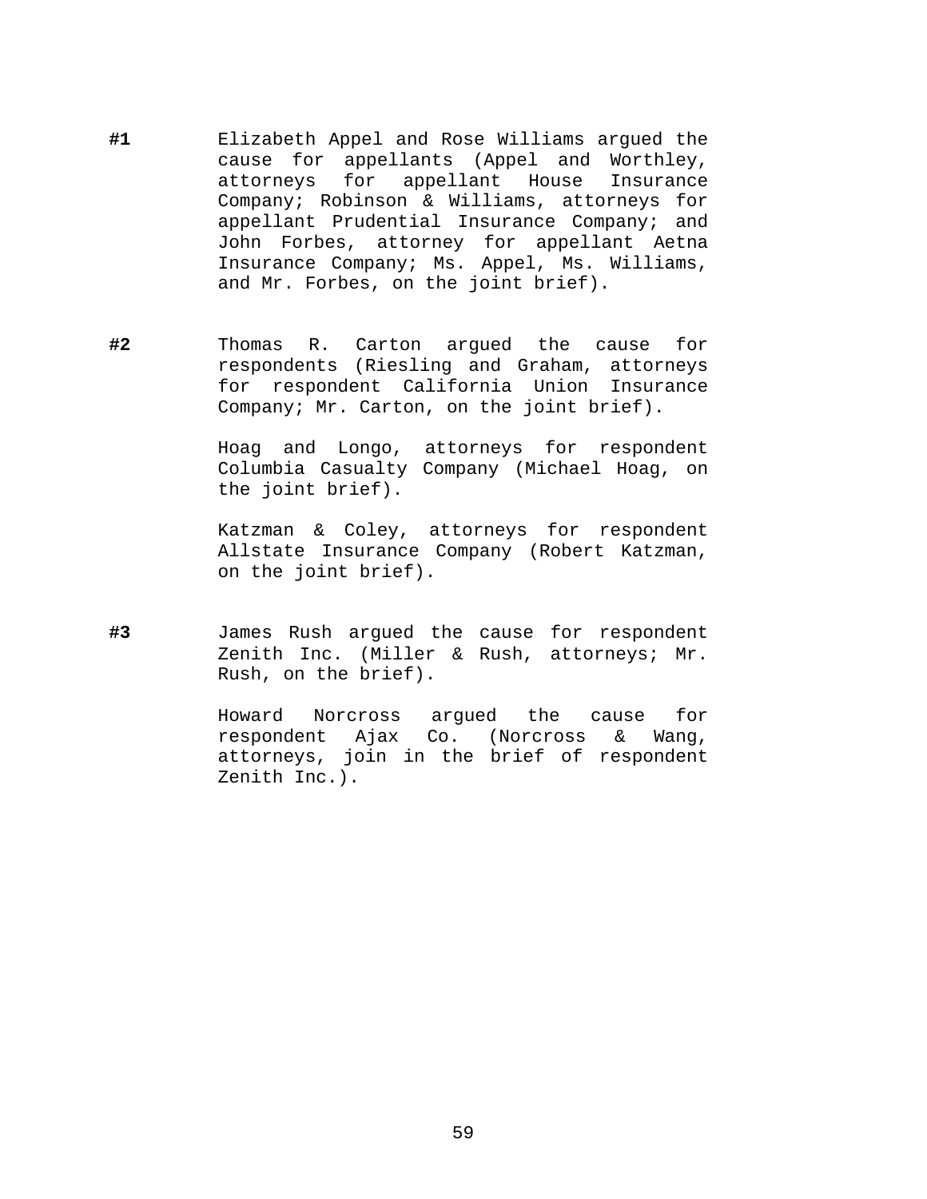**#1** Elizabeth Appel and Rose Williams argued the cause for appellants (Appel and Worthley, attorneys for appellant House Insurance Company; Robinson & Williams, attorneys for appellant Prudential Insurance Company; and John Forbes, attorney for appellant Aetna Insurance Company; Ms. Appel, Ms. Williams, and Mr. Forbes, on the joint brief).

**#2** Thomas R. Carton argued the cause for respondents (Riesling and Graham, attorneys for respondent California Union Insurance Company; Mr. Carton, on the joint brief).

Hoag and Longo, attorneys for respondent Columbia Casualty Company (Michael Hoag, on the joint brief).

Katzman & Coley, attorneys for respondent Allstate Insurance Company (Robert Katzman, on the joint brief).

**#3** James Rush argued the cause for respondent Zenith Inc. (Miller & Rush, attorneys; Mr. Rush, on the brief).

Howard Norcross argued the cause for respondent Ajax Co. (Norcross & Wang, attorneys, join in the brief of respondent Zenith Inc.).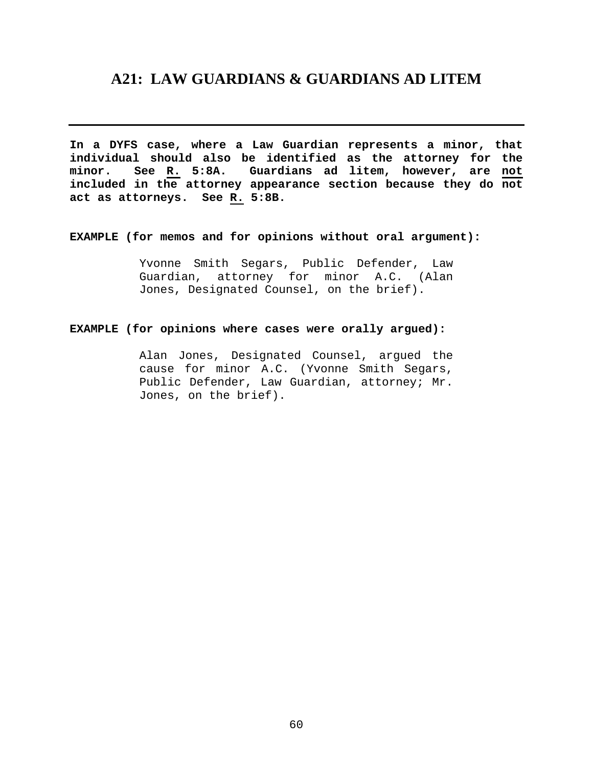## A21: LAW GUARDIANS & GUARDIANS AD LITEM

---

**In a DYFS case, where a Law Guardian represents a minor, that individual should also be identified as the attorney for the minor. See <u>R.</u> 5:8A. Guardians ad litem, however, are <u>not</u> included in the attorney appearance section because they do <u>not</u> act as attorneys. See <u>R.</u> 5:8B.**

**EXAMPLE (for memos and for opinions without oral argument):**

> Yvonne Smith Segars, Public Defender, Law Guardian, attorney for minor A.C. (Alan Jones, Designated Counsel, on the brief).

**EXAMPLE (for opinions where cases were orally argued):**

> Alan Jones, Designated Counsel, argued the cause for minor A.C. (Yvonne Smith Segars, Public Defender, Law Guardian, attorney; Mr. Jones, on the brief).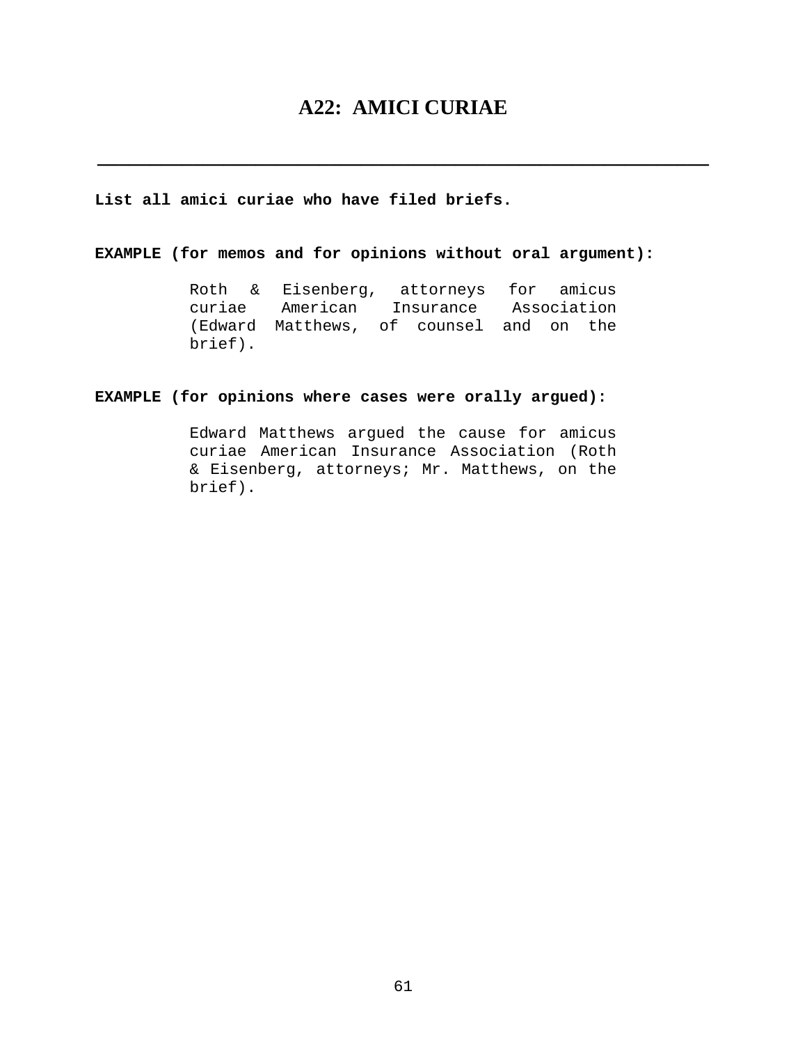# A22: AMICI CURIAE

---

**List all amici curiae who have filed briefs.**

**EXAMPLE (for memos and for opinions without oral argument):**

> Roth & Eisenberg, attorneys for amicus curiae American Insurance Association (Edward Matthews, of counsel and on the brief).

**EXAMPLE (for opinions where cases were orally argued):**

> Edward Matthews argued the cause for amicus curiae American Insurance Association (Roth & Eisenberg, attorneys; Mr. Matthews, on the brief).